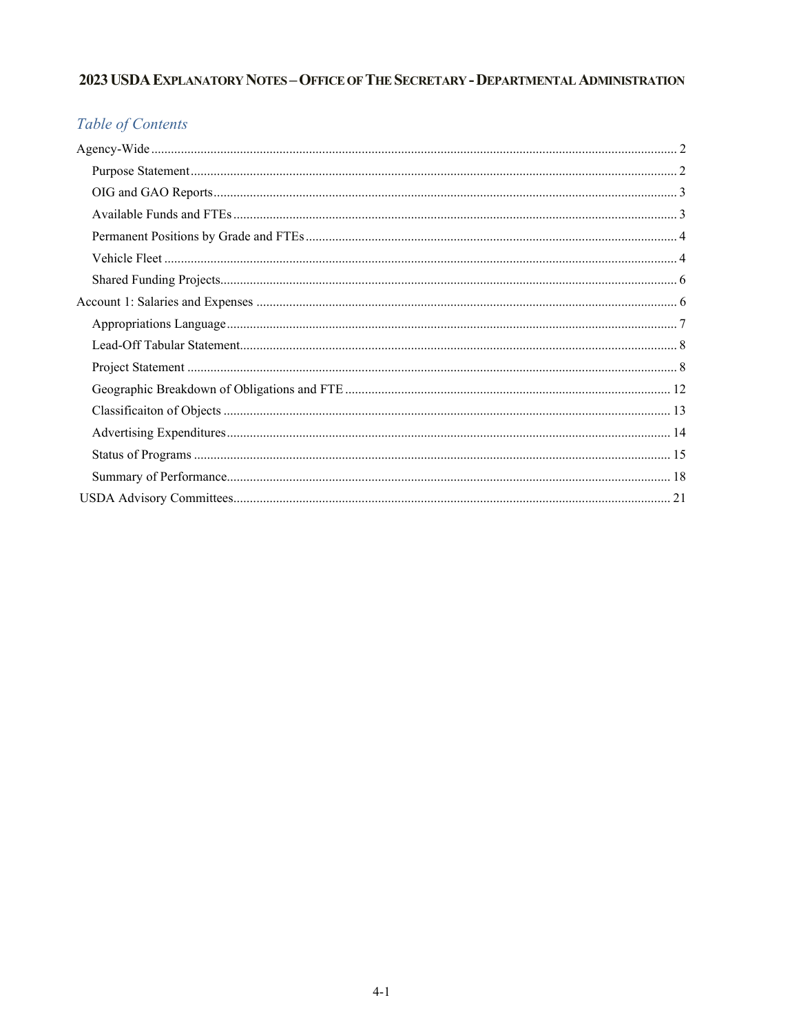# 2023 USDA Explanatory Notes – Office of The Secretary - Departmental Administration

## Table of Contents

- Agency-Wide ........ 2
  - Purpose Statement ........ 2
  - OIG and GAO Reports ........ 3
  - Available Funds and FTEs ........ 3
  - Permanent Positions by Grade and FTEs ........ 4
  - Vehicle Fleet ........ 4
  - Shared Funding Projects ........ 6
- Account 1: Salaries and Expenses ........ 6
  - Appropriations Language ........ 7
  - Lead-Off Tabular Statement ........ 8
  - Project Statement ........ 8
  - Geographic Breakdown of Obligations and FTE ........ 12
  - Classificaiton of Objects ........ 13
  - Advertising Expenditures ........ 14
  - Status of Programs ........ 15
  - Summary of Performance ........ 18
- USDA Advisory Committees ........ 21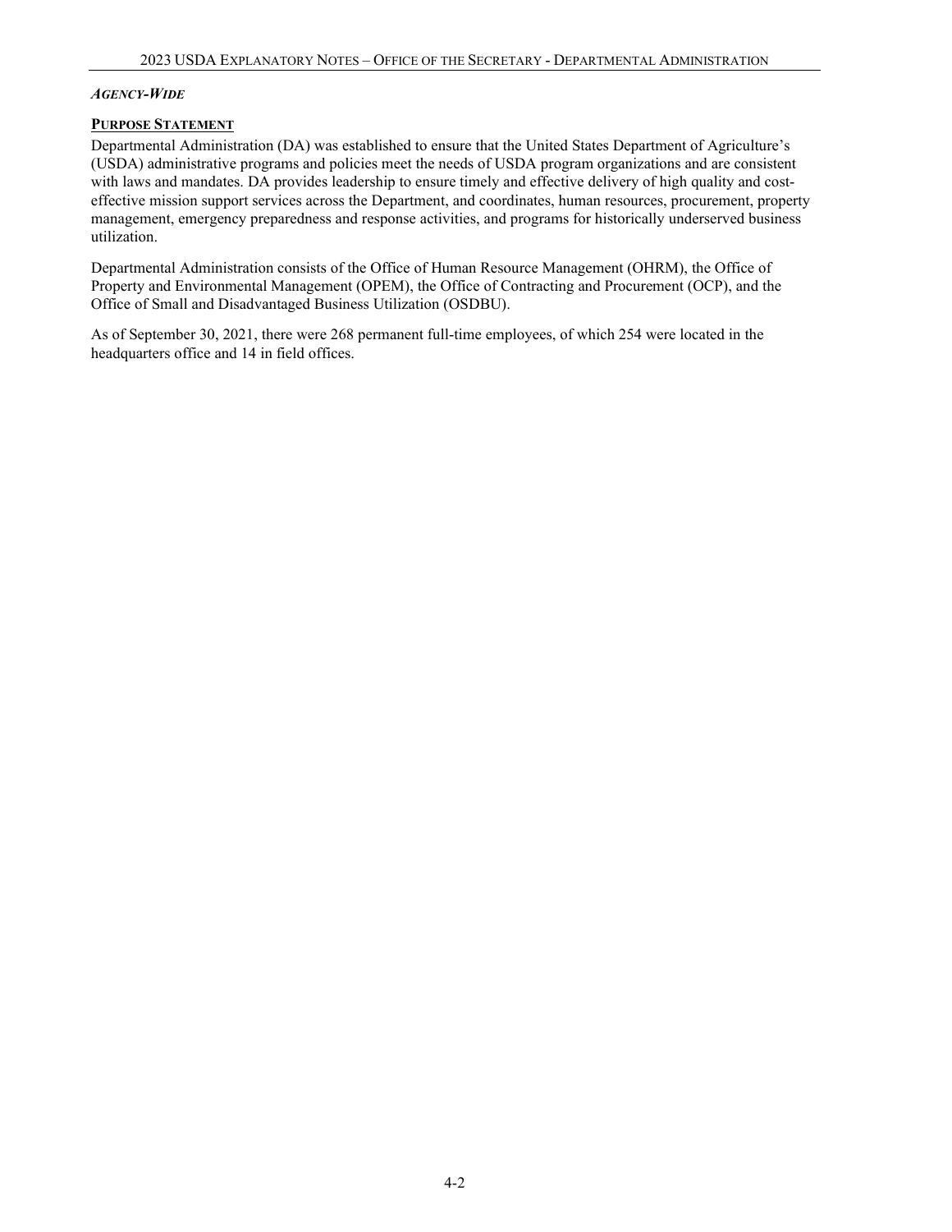***AGENCY-WIDE***

**PURPOSE STATEMENT**

Departmental Administration (DA) was established to ensure that the United States Department of Agriculture's (USDA) administrative programs and policies meet the needs of USDA program organizations and are consistent with laws and mandates. DA provides leadership to ensure timely and effective delivery of high quality and cost-effective mission support services across the Department, and coordinates, human resources, procurement, property management, emergency preparedness and response activities, and programs for historically underserved business utilization.

Departmental Administration consists of the Office of Human Resource Management (OHRM), the Office of Property and Environmental Management (OPEM), the Office of Contracting and Procurement (OCP), and the Office of Small and Disadvantaged Business Utilization (OSDBU).

As of September 30, 2021, there were 268 permanent full-time employees, of which 254 were located in the headquarters office and 14 in field offices.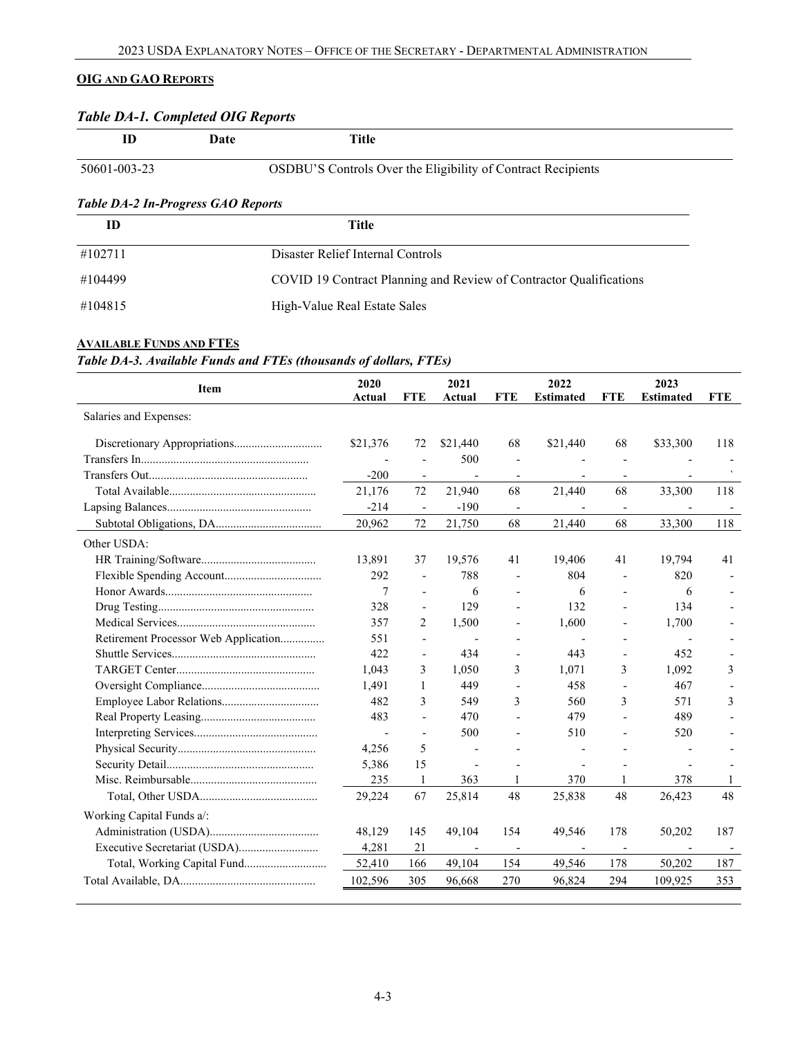## OIG and GAO Reports

### *Table DA-1. Completed OIG Reports*

| ID | Date | Title |
|---|---|---|
| 50601-003-23 | | OSDBU'S Controls Over the Eligibility of Contract Recipients |

### *Table DA-2 In-Progress GAO Reports*

| ID | Title |
|---|---|
| #102711 | Disaster Relief Internal Controls |
| #104499 | COVID 19 Contract Planning and Review of Contractor Qualifications |
| #104815 | High-Value Real Estate Sales |

## Available Funds and FTEs

### *Table DA-3. Available Funds and FTEs (thousands of dollars, FTEs)*

| Item | 2020 Actual | FTE | 2021 Actual | FTE | 2022 Estimated | FTE | 2023 Estimated | FTE |
|---|---|---|---|---|---|---|---|---|
| Salaries and Expenses: | | | | | | | | |
| Discretionary Appropriations | $21,376 | 72 | $21,440 | 68 | $21,440 | 68 | $33,300 | 118 |
| Transfers In | - | - | 500 | - | - | - | - | - |
| Transfers Out | -200 | - | - | - | - | - | - | ` |
| Total Available | 21,176 | 72 | 21,940 | 68 | 21,440 | 68 | 33,300 | 118 |
| Lapsing Balances | -214 | - | -190 | - | - | - | - | - |
| Subtotal Obligations, DA | 20,962 | 72 | 21,750 | 68 | 21,440 | 68 | 33,300 | 118 |
| Other USDA: | | | | | | | | |
| HR Training/Software | 13,891 | 37 | 19,576 | 41 | 19,406 | 41 | 19,794 | 41 |
| Flexible Spending Account | 292 | - | 788 | - | 804 | - | 820 | - |
| Honor Awards | 7 | - | 6 | - | 6 | - | 6 | - |
| Drug Testing | 328 | - | 129 | - | 132 | - | 134 | - |
| Medical Services | 357 | 2 | 1,500 | - | 1,600 | - | 1,700 | - |
| Retirement Processor Web Application | 551 | - | - | - | - | - | - | - |
| Shuttle Services | 422 | - | 434 | - | 443 | - | 452 | - |
| TARGET Center | 1,043 | 3 | 1,050 | 3 | 1,071 | 3 | 1,092 | 3 |
| Oversight Compliance | 1,491 | 1 | 449 | - | 458 | - | 467 | - |
| Employee Labor Relations | 482 | 3 | 549 | 3 | 560 | 3 | 571 | 3 |
| Real Property Leasing | 483 | - | 470 | - | 479 | - | 489 | - |
| Interpreting Services | - | - | 500 | - | 510 | - | 520 | - |
| Physical Security | 4,256 | 5 | - | - | - | - | - | - |
| Security Detail | 5,386 | 15 | - | - | - | - | - | - |
| Misc. Reimbursable | 235 | 1 | 363 | 1 | 370 | 1 | 378 | 1 |
| Total, Other USDA | 29,224 | 67 | 25,814 | 48 | 25,838 | 48 | 26,423 | 48 |
| Working Capital Funds a/: | | | | | | | | |
| Administration (USDA) | 48,129 | 145 | 49,104 | 154 | 49,546 | 178 | 50,202 | 187 |
| Executive Secretariat (USDA) | 4,281 | 21 | - | - | - | - | - | - |
| Total, Working Capital Fund | 52,410 | 166 | 49,104 | 154 | 49,546 | 178 | 50,202 | 187 |
| Total Available, DA | 102,596 | 305 | 96,668 | 270 | 96,824 | 294 | 109,925 | 353 |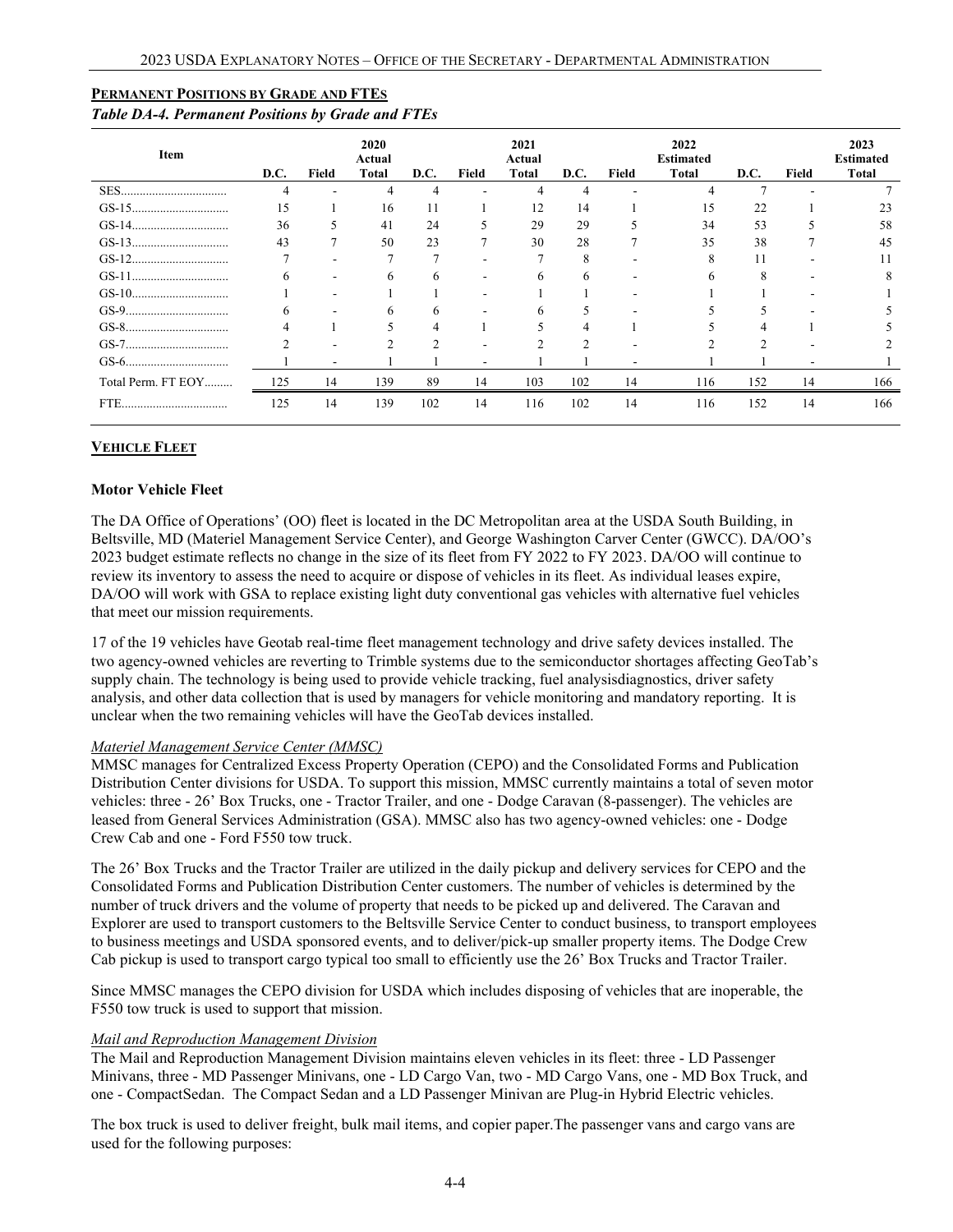**PERMANENT POSITIONS BY GRADE AND FTES**

*Table DA-4. Permanent Positions by Grade and FTEs*

| Item | D.C. | Field | 2020 Actual Total | D.C. | Field | 2021 Actual Total | D.C. | Field | 2022 Estimated Total | D.C. | Field | 2023 Estimated Total |
|---|---|---|---|---|---|---|---|---|---|---|---|---|
| SES | 4 | - | 4 | 4 | - | 4 | 4 | - | 4 | 7 | - | 7 |
| GS-15 | 15 | 1 | 16 | 11 | 1 | 12 | 14 | 1 | 15 | 22 | 1 | 23 |
| GS-14 | 36 | 5 | 41 | 24 | 5 | 29 | 29 | 5 | 34 | 53 | 5 | 58 |
| GS-13 | 43 | 7 | 50 | 23 | 7 | 30 | 28 | 7 | 35 | 38 | 7 | 45 |
| GS-12 | 7 | - | 7 | 7 | - | 7 | 8 | - | 8 | 11 | - | 11 |
| GS-11 | 6 | - | 6 | 6 | - | 6 | 6 | - | 6 | 8 | - | 8 |
| GS-10 | 1 | - | 1 | 1 | - | 1 | 1 | - | 1 | 1 | - | 1 |
| GS-9 | 6 | - | 6 | 6 | - | 6 | 5 | - | 5 | 5 | - | 5 |
| GS-8 | 4 | 1 | 5 | 4 | 1 | 5 | 4 | 1 | 5 | 4 | 1 | 5 |
| GS-7 | 2 | - | 2 | 2 | - | 2 | 2 | - | 2 | 2 | - | 2 |
| GS-6 | 1 | - | 1 | 1 | - | 1 | 1 | - | 1 | 1 | - | 1 |
| Total Perm. FT EOY | 125 | 14 | 139 | 89 | 14 | 103 | 102 | 14 | 116 | 152 | 14 | 166 |
| FTE | 125 | 14 | 139 | 102 | 14 | 116 | 102 | 14 | 116 | 152 | 14 | 166 |

**VEHICLE FLEET**

**Motor Vehicle Fleet**

The DA Office of Operations' (OO) fleet is located in the DC Metropolitan area at the USDA South Building, in Beltsville, MD (Materiel Management Service Center), and George Washington Carver Center (GWCC). DA/OO's 2023 budget estimate reflects no change in the size of its fleet from FY 2022 to FY 2023. DA/OO will continue to review its inventory to assess the need to acquire or dispose of vehicles in its fleet. As individual leases expire, DA/OO will work with GSA to replace existing light duty conventional gas vehicles with alternative fuel vehicles that meet our mission requirements.

17 of the 19 vehicles have Geotab real-time fleet management technology and drive safety devices installed. The two agency-owned vehicles are reverting to Trimble systems due to the semiconductor shortages affecting GeoTab's supply chain. The technology is being used to provide vehicle tracking, fuel analysisdiagnostics, driver safety analysis, and other data collection that is used by managers for vehicle monitoring and mandatory reporting. It is unclear when the two remaining vehicles will have the GeoTab devices installed.

*Materiel Management Service Center (MMSC)*

MMSC manages for Centralized Excess Property Operation (CEPO) and the Consolidated Forms and Publication Distribution Center divisions for USDA. To support this mission, MMSC currently maintains a total of seven motor vehicles: three - 26' Box Trucks, one - Tractor Trailer, and one - Dodge Caravan (8-passenger). The vehicles are leased from General Services Administration (GSA). MMSC also has two agency-owned vehicles: one - Dodge Crew Cab and one - Ford F550 tow truck.

The 26' Box Trucks and the Tractor Trailer are utilized in the daily pickup and delivery services for CEPO and the Consolidated Forms and Publication Distribution Center customers. The number of vehicles is determined by the number of truck drivers and the volume of property that needs to be picked up and delivered. The Caravan and Explorer are used to transport customers to the Beltsville Service Center to conduct business, to transport employees to business meetings and USDA sponsored events, and to deliver/pick-up smaller property items. The Dodge Crew Cab pickup is used to transport cargo typical too small to efficiently use the 26' Box Trucks and Tractor Trailer.

Since MMSC manages the CEPO division for USDA which includes disposing of vehicles that are inoperable, the F550 tow truck is used to support that mission.

*Mail and Reproduction Management Division*

The Mail and Reproduction Management Division maintains eleven vehicles in its fleet: three - LD Passenger Minivans, three - MD Passenger Minivans, one - LD Cargo Van, two - MD Cargo Vans, one - MD Box Truck, and one - CompactSedan. The Compact Sedan and a LD Passenger Minivan are Plug-in Hybrid Electric vehicles.

The box truck is used to deliver freight, bulk mail items, and copier paper.The passenger vans and cargo vans are used for the following purposes: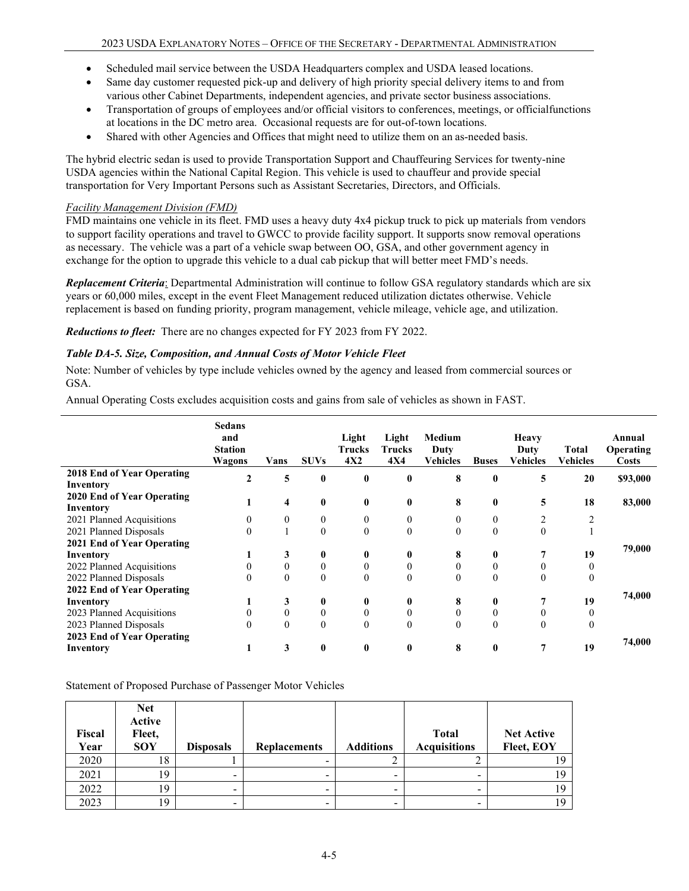- Scheduled mail service between the USDA Headquarters complex and USDA leased locations.
- Same day customer requested pick-up and delivery of high priority special delivery items to and from various other Cabinet Departments, independent agencies, and private sector business associations.
- Transportation of groups of employees and/or official visitors to conferences, meetings, or officialfunctions at locations in the DC metro area. Occasional requests are for out-of-town locations.
- Shared with other Agencies and Offices that might need to utilize them on an as-needed basis.

The hybrid electric sedan is used to provide Transportation Support and Chauffeuring Services for twenty-nine USDA agencies within the National Capital Region. This vehicle is used to chauffeur and provide special transportation for Very Important Persons such as Assistant Secretaries, Directors, and Officials.

*Facility Management Division (FMD)*

FMD maintains one vehicle in its fleet. FMD uses a heavy duty 4x4 pickup truck to pick up materials from vendors to support facility operations and travel to GWCC to provide facility support. It supports snow removal operations as necessary. The vehicle was a part of a vehicle swap between OO, GSA, and other government agency in exchange for the option to upgrade this vehicle to a dual cab pickup that will better meet FMD's needs.

***Replacement Criteria***: Departmental Administration will continue to follow GSA regulatory standards which are six years or 60,000 miles, except in the event Fleet Management reduced utilization dictates otherwise. Vehicle replacement is based on funding priority, program management, vehicle mileage, vehicle age, and utilization.

***Reductions to fleet:*** There are no changes expected for FY 2023 from FY 2022.

***Table DA-5. Size, Composition, and Annual Costs of Motor Vehicle Fleet***

Note: Number of vehicles by type include vehicles owned by the agency and leased from commercial sources or GSA.

Annual Operating Costs excludes acquisition costs and gains from sale of vehicles as shown in FAST.

| | Sedans and Station Wagons | Vans | SUVs | Light Trucks 4X2 | Light Trucks 4X4 | Medium Duty Vehicles | Buses | Heavy Duty Vehicles | Total Vehicles | Annual Operating Costs |
|---|---|---|---|---|---|---|---|---|---|---|
| **2018 End of Year Operating Inventory** | **2** | **5** | **0** | **0** | **0** | **8** | **0** | **5** | **20** | **$93,000** |
| **2020 End of Year Operating Inventory** | **1** | **4** | **0** | **0** | **0** | **8** | **0** | **5** | **18** | **83,000** |
| 2021 Planned Acquisitions | 0 | 0 | 0 | 0 | 0 | 0 | 0 | 2 | 2 | |
| 2021 Planned Disposals | 0 | 1 | 0 | 0 | 0 | 0 | 0 | 0 | 1 | |
| **2021 End of Year Operating Inventory** | **1** | **3** | **0** | **0** | **0** | **8** | **0** | **7** | **19** | **79,000** |
| 2022 Planned Acquisitions | 0 | 0 | 0 | 0 | 0 | 0 | 0 | 0 | 0 | |
| 2022 Planned Disposals | 0 | 0 | 0 | 0 | 0 | 0 | 0 | 0 | 0 | |
| **2022 End of Year Operating Inventory** | **1** | **3** | **0** | **0** | **0** | **8** | **0** | **7** | **19** | **74,000** |
| 2023 Planned Acquisitions | 0 | 0 | 0 | 0 | 0 | 0 | 0 | 0 | 0 | |
| 2023 Planned Disposals | 0 | 0 | 0 | 0 | 0 | 0 | 0 | 0 | 0 | |
| **2023 End of Year Operating Inventory** | **1** | **3** | **0** | **0** | **0** | **8** | **0** | **7** | **19** | **74,000** |

Statement of Proposed Purchase of Passenger Motor Vehicles

| Fiscal Year | Net Active Fleet, SOY | Disposals | Replacements | Additions | Total Acquisitions | Net Active Fleet, EOY |
|---|---|---|---|---|---|---|
| 2020 | 18 | 1 | - | 2 | 2 | 19 |
| 2021 | 19 | - | - | - | - | 19 |
| 2022 | 19 | - | - | - | - | 19 |
| 2023 | 19 | - | - | - | - | 19 |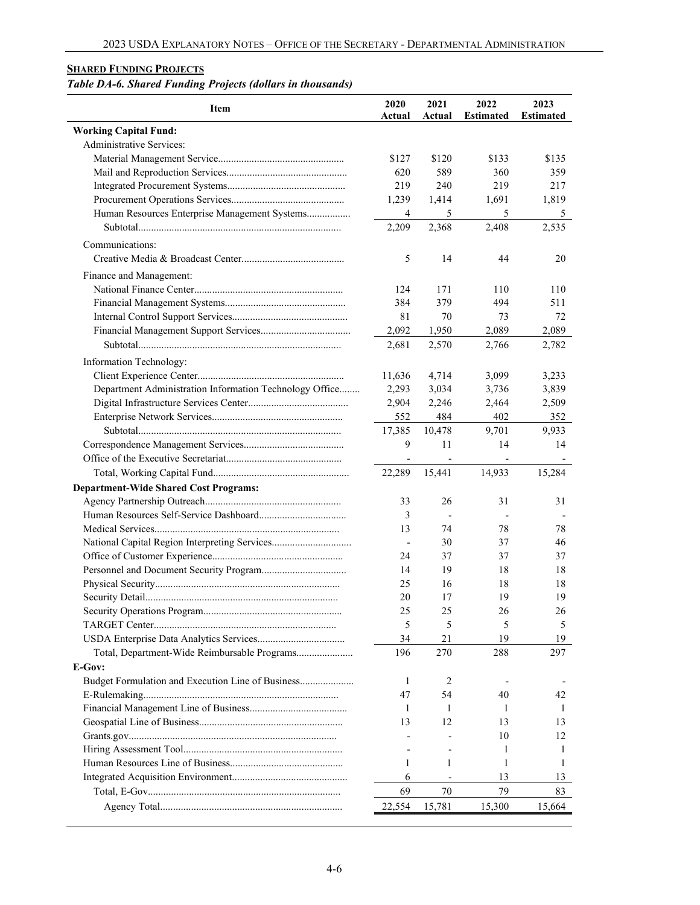**SHARED FUNDING PROJECTS**

***Table DA-6. Shared Funding Projects (dollars in thousands)***

| Item | 2020 Actual | 2021 Actual | 2022 Estimated | 2023 Estimated |
|---|---|---|---|---|
| **Working Capital Fund:** | | | | |
| Administrative Services: | | | | |
| Material Management Service | $127 | $120 | $133 | $135 |
| Mail and Reproduction Services | 620 | 589 | 360 | 359 |
| Integrated Procurement Systems | 219 | 240 | 219 | 217 |
| Procurement Operations Services | 1,239 | 1,414 | 1,691 | 1,819 |
| Human Resources Enterprise Management Systems | 4 | 5 | 5 | 5 |
| Subtotal | 2,209 | 2,368 | 2,408 | 2,535 |
| Communications: | | | | |
| Creative Media & Broadcast Center | 5 | 14 | 44 | 20 |
| Finance and Management: | | | | |
| National Finance Center | 124 | 171 | 110 | 110 |
| Financial Management Systems | 384 | 379 | 494 | 511 |
| Internal Control Support Services | 81 | 70 | 73 | 72 |
| Financial Management Support Services | 2,092 | 1,950 | 2,089 | 2,089 |
| Subtotal | 2,681 | 2,570 | 2,766 | 2,782 |
| Information Technology: | | | | |
| Client Experience Center | 11,636 | 4,714 | 3,099 | 3,233 |
| Department Administration Information Technology Office | 2,293 | 3,034 | 3,736 | 3,839 |
| Digital Infrastructure Services Center | 2,904 | 2,246 | 2,464 | 2,509 |
| Enterprise Network Services | 552 | 484 | 402 | 352 |
| Subtotal | 17,385 | 10,478 | 9,701 | 9,933 |
| Correspondence Management Services | 9 | 11 | 14 | 14 |
| Office of the Executive Secretariat | - | - | - | - |
| Total, Working Capital Fund | 22,289 | 15,441 | 14,933 | 15,284 |
| **Department-Wide Shared Cost Programs:** | | | | |
| Agency Partnership Outreach | 33 | 26 | 31 | 31 |
| Human Resources Self-Service Dashboard | 3 | - | - | - |
| Medical Services | 13 | 74 | 78 | 78 |
| National Capital Region Interpreting Services | - | 30 | 37 | 46 |
| Office of Customer Experience | 24 | 37 | 37 | 37 |
| Personnel and Document Security Program | 14 | 19 | 18 | 18 |
| Physical Security | 25 | 16 | 18 | 18 |
| Security Detail | 20 | 17 | 19 | 19 |
| Security Operations Program | 25 | 25 | 26 | 26 |
| TARGET Center | 5 | 5 | 5 | 5 |
| USDA Enterprise Data Analytics Services | 34 | 21 | 19 | 19 |
| Total, Department-Wide Reimbursable Programs | 196 | 270 | 288 | 297 |
| **E-Gov:** | | | | |
| Budget Formulation and Execution Line of Business | 1 | 2 | - | - |
| E-Rulemaking | 47 | 54 | 40 | 42 |
| Financial Management Line of Business | 1 | 1 | 1 | 1 |
| Geospatial Line of Business | 13 | 12 | 13 | 13 |
| Grants.gov | - | - | 10 | 12 |
| Hiring Assessment Tool | - | - | 1 | 1 |
| Human Resources Line of Business | 1 | 1 | 1 | 1 |
| Integrated Acquisition Environment | 6 | - | 13 | 13 |
| Total, E-Gov | 69 | 70 | 79 | 83 |
| Agency Total | 22,554 | 15,781 | 15,300 | 15,664 |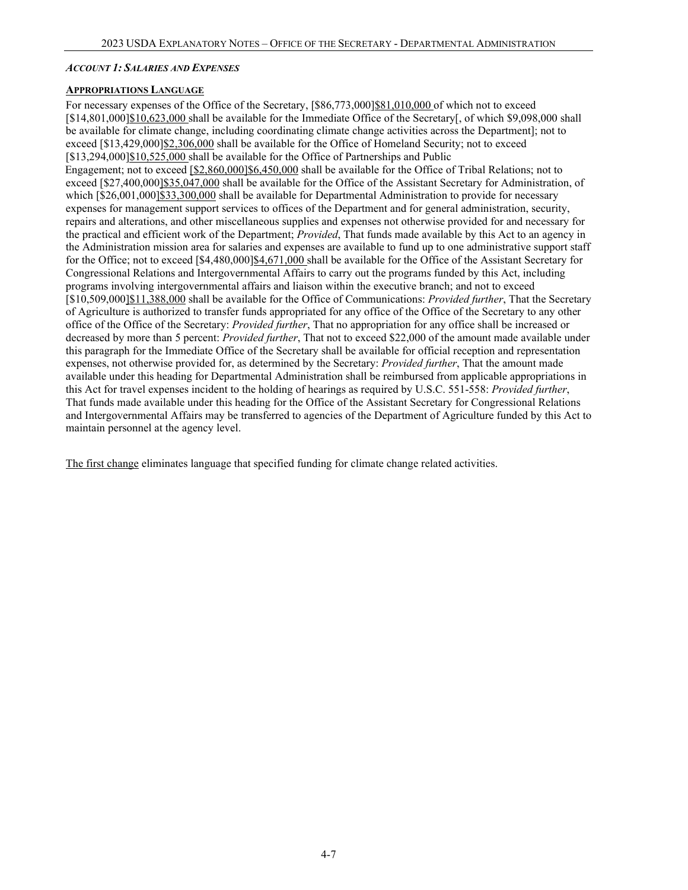### *Account 1: Salaries and Expenses*

**Appropriations Language**

For necessary expenses of the Office of the Secretary, [$86,773,000]<u>$81,010,000</u> of which not to exceed [$14,801,000]<u>$10,623,000</u> shall be available for the Immediate Office of the Secretary[, of which $9,098,000 shall be available for climate change, including coordinating climate change activities across the Department]; not to exceed [$13,429,000]<u>$2,306,000</u> shall be available for the Office of Homeland Security; not to exceed [$13,294,000]<u>$10,525,000</u> shall be available for the Office of Partnerships and Public Engagement; not to exceed <u>[$2,860,000]$6,450,000</u> shall be available for the Office of Tribal Relations; not to exceed [$27,400,000]<u>$35,047,000</u> shall be available for the Office of the Assistant Secretary for Administration, of which [$26,001,000]<u>$33,300,000</u> shall be available for Departmental Administration to provide for necessary expenses for management support services to offices of the Department and for general administration, security, repairs and alterations, and other miscellaneous supplies and expenses not otherwise provided for and necessary for the practical and efficient work of the Department; *Provided*, That funds made available by this Act to an agency in the Administration mission area for salaries and expenses are available to fund up to one administrative support staff for the Office; not to exceed [$4,480,000]<u>$4,671,000</u> shall be available for the Office of the Assistant Secretary for Congressional Relations and Intergovernmental Affairs to carry out the programs funded by this Act, including programs involving intergovernmental affairs and liaison within the executive branch; and not to exceed [$10,509,000]<u>$11,388,000</u> shall be available for the Office of Communications: *Provided further*, That the Secretary of Agriculture is authorized to transfer funds appropriated for any office of the Office of the Secretary to any other office of the Office of the Secretary: *Provided further*, That no appropriation for any office shall be increased or decreased by more than 5 percent: *Provided further*, That not to exceed $22,000 of the amount made available under this paragraph for the Immediate Office of the Secretary shall be available for official reception and representation expenses, not otherwise provided for, as determined by the Secretary: *Provided further*, That the amount made available under this heading for Departmental Administration shall be reimbursed from applicable appropriations in this Act for travel expenses incident to the holding of hearings as required by U.S.C. 551-558: *Provided further*, That funds made available under this heading for the Office of the Assistant Secretary for Congressional Relations and Intergovernmental Affairs may be transferred to agencies of the Department of Agriculture funded by this Act to maintain personnel at the agency level.

<u>The first change</u> eliminates language that specified funding for climate change related activities.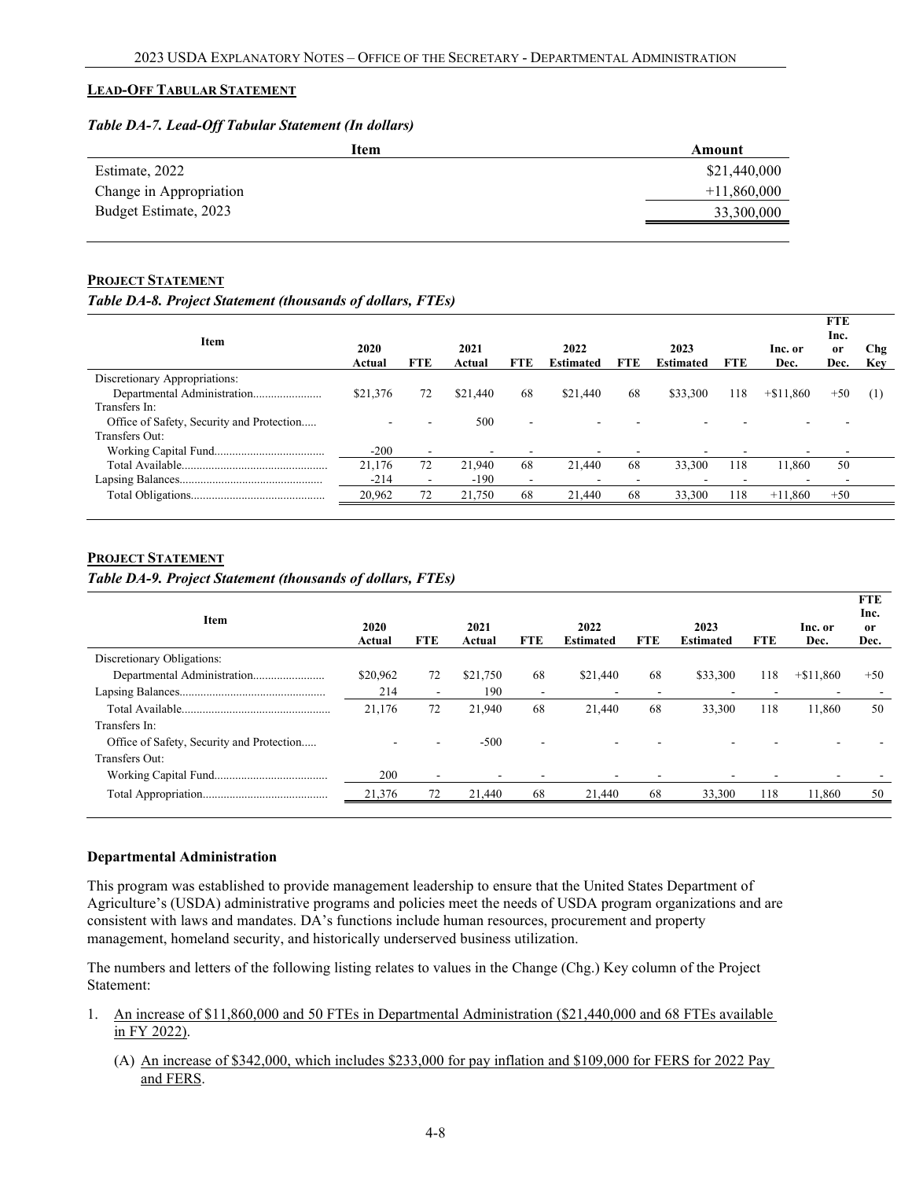## Lead-Off Tabular Statement

*Table DA-7. Lead-Off Tabular Statement (In dollars)*

| Item | Amount |
|---|---|
| Estimate, 2022 | $21,440,000 |
| Change in Appropriation | +11,860,000 |
| Budget Estimate, 2023 | 33,300,000 |

## Project Statement

*Table DA-8. Project Statement (thousands of dollars, FTEs)*

| Item | 2020 Actual | FTE | 2021 Actual | FTE | 2022 Estimated | FTE | 2023 Estimated | FTE | Inc. or Dec. | FTE Inc. or Dec. | Chg Key |
|---|---|---|---|---|---|---|---|---|---|---|---|
| Discretionary Appropriations: | | | | | | | | | | | |
| Departmental Administration | $21,376 | 72 | $21,440 | 68 | $21,440 | 68 | $33,300 | 118 | +$11,860 | +50 | (1) |
| Transfers In: | | | | | | | | | | | |
| Office of Safety, Security and Protection | - | - | 500 | - | - | - | - | - | - | - | |
| Transfers Out: | | | | | | | | | | | |
| Working Capital Fund | -200 | - | - | - | - | - | - | - | - | - | |
| Total Available | 21,176 | 72 | 21,940 | 68 | 21,440 | 68 | 33,300 | 118 | 11,860 | 50 | |
| Lapsing Balances | -214 | - | -190 | - | - | - | - | - | - | - | |
| Total Obligations | 20,962 | 72 | 21,750 | 68 | 21,440 | 68 | 33,300 | 118 | +11,860 | +50 | |

## Project Statement

*Table DA-9. Project Statement (thousands of dollars, FTEs)*

| Item | 2020 Actual | FTE | 2021 Actual | FTE | 2022 Estimated | FTE | 2023 Estimated | FTE | Inc. or Dec. | FTE Inc. or Dec. |
|---|---|---|---|---|---|---|---|---|---|---|
| Discretionary Obligations: | | | | | | | | | | |
| Departmental Administration | $20,962 | 72 | $21,750 | 68 | $21,440 | 68 | $33,300 | 118 | +$11,860 | +50 |
| Lapsing Balances | 214 | - | 190 | - | - | - | - | - | - | - |
| Total Available | 21,176 | 72 | 21,940 | 68 | 21,440 | 68 | 33,300 | 118 | 11,860 | 50 |
| Transfers In: | | | | | | | | | | |
| Office of Safety, Security and Protection | - | - | -500 | - | - | - | - | - | - | - |
| Transfers Out: | | | | | | | | | | |
| Working Capital Fund | 200 | - | - | - | - | - | - | - | - | - |
| Total Appropriation | 21,376 | 72 | 21,440 | 68 | 21,440 | 68 | 33,300 | 118 | 11,860 | 50 |

### Departmental Administration

This program was established to provide management leadership to ensure that the United States Department of Agriculture's (USDA) administrative programs and policies meet the needs of USDA program organizations and are consistent with laws and mandates. DA's functions include human resources, procurement and property management, homeland security, and historically underserved business utilization.

The numbers and letters of the following listing relates to values in the Change (Chg.) Key column of the Project Statement:

1. An increase of $11,860,000 and 50 FTEs in Departmental Administration ($21,440,000 and 68 FTEs available in FY 2022).

   (A) An increase of $342,000, which includes $233,000 for pay inflation and $109,000 for FERS for 2022 Pay and FERS.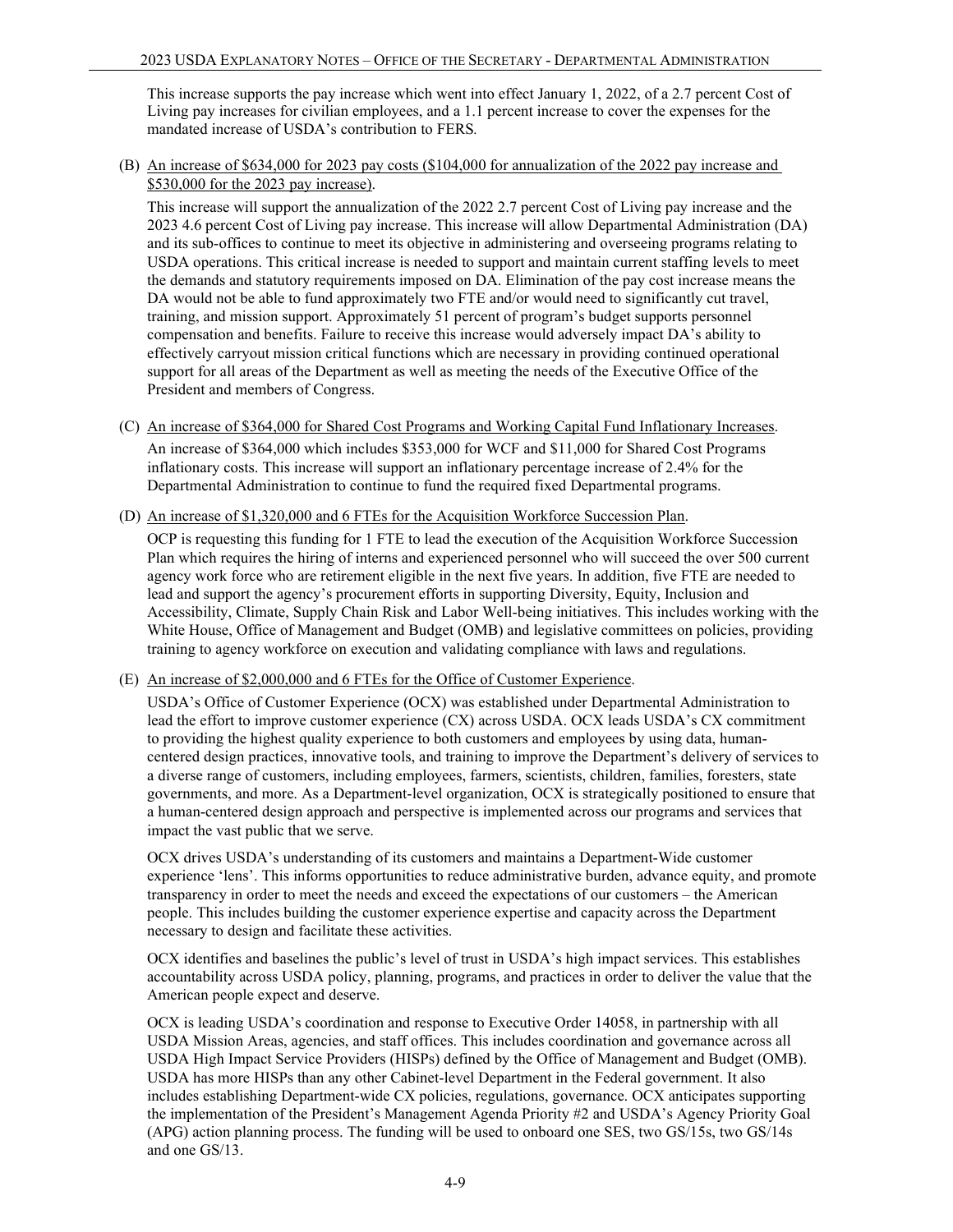This increase supports the pay increase which went into effect January 1, 2022, of a 2.7 percent Cost of Living pay increases for civilian employees, and a 1.1 percent increase to cover the expenses for the mandated increase of USDA's contribution to FERS.

(B) An increase of $634,000 for 2023 pay costs ($104,000 for annualization of the 2022 pay increase and $530,000 for the 2023 pay increase).

This increase will support the annualization of the 2022 2.7 percent Cost of Living pay increase and the 2023 4.6 percent Cost of Living pay increase. This increase will allow Departmental Administration (DA) and its sub-offices to continue to meet its objective in administering and overseeing programs relating to USDA operations. This critical increase is needed to support and maintain current staffing levels to meet the demands and statutory requirements imposed on DA. Elimination of the pay cost increase means the DA would not be able to fund approximately two FTE and/or would need to significantly cut travel, training, and mission support. Approximately 51 percent of program's budget supports personnel compensation and benefits. Failure to receive this increase would adversely impact DA's ability to effectively carryout mission critical functions which are necessary in providing continued operational support for all areas of the Department as well as meeting the needs of the Executive Office of the President and members of Congress.

(C) An increase of $364,000 for Shared Cost Programs and Working Capital Fund Inflationary Increases.

An increase of $364,000 which includes $353,000 for WCF and $11,000 for Shared Cost Programs inflationary costs. This increase will support an inflationary percentage increase of 2.4% for the Departmental Administration to continue to fund the required fixed Departmental programs.

(D) An increase of $1,320,000 and 6 FTEs for the Acquisition Workforce Succession Plan.

OCP is requesting this funding for 1 FTE to lead the execution of the Acquisition Workforce Succession Plan which requires the hiring of interns and experienced personnel who will succeed the over 500 current agency work force who are retirement eligible in the next five years. In addition, five FTE are needed to lead and support the agency's procurement efforts in supporting Diversity, Equity, Inclusion and Accessibility, Climate, Supply Chain Risk and Labor Well-being initiatives. This includes working with the White House, Office of Management and Budget (OMB) and legislative committees on policies, providing training to agency workforce on execution and validating compliance with laws and regulations.

(E) An increase of $2,000,000 and 6 FTEs for the Office of Customer Experience.

USDA's Office of Customer Experience (OCX) was established under Departmental Administration to lead the effort to improve customer experience (CX) across USDA. OCX leads USDA's CX commitment to providing the highest quality experience to both customers and employees by using data, human-centered design practices, innovative tools, and training to improve the Department's delivery of services to a diverse range of customers, including employees, farmers, scientists, children, families, foresters, state governments, and more. As a Department-level organization, OCX is strategically positioned to ensure that a human-centered design approach and perspective is implemented across our programs and services that impact the vast public that we serve.

OCX drives USDA's understanding of its customers and maintains a Department-Wide customer experience 'lens'. This informs opportunities to reduce administrative burden, advance equity, and promote transparency in order to meet the needs and exceed the expectations of our customers – the American people. This includes building the customer experience expertise and capacity across the Department necessary to design and facilitate these activities.

OCX identifies and baselines the public's level of trust in USDA's high impact services. This establishes accountability across USDA policy, planning, programs, and practices in order to deliver the value that the American people expect and deserve.

OCX is leading USDA's coordination and response to Executive Order 14058, in partnership with all USDA Mission Areas, agencies, and staff offices. This includes coordination and governance across all USDA High Impact Service Providers (HISPs) defined by the Office of Management and Budget (OMB). USDA has more HISPs than any other Cabinet-level Department in the Federal government. It also includes establishing Department-wide CX policies, regulations, governance. OCX anticipates supporting the implementation of the President's Management Agenda Priority #2 and USDA's Agency Priority Goal (APG) action planning process. The funding will be used to onboard one SES, two GS/15s, two GS/14s and one GS/13.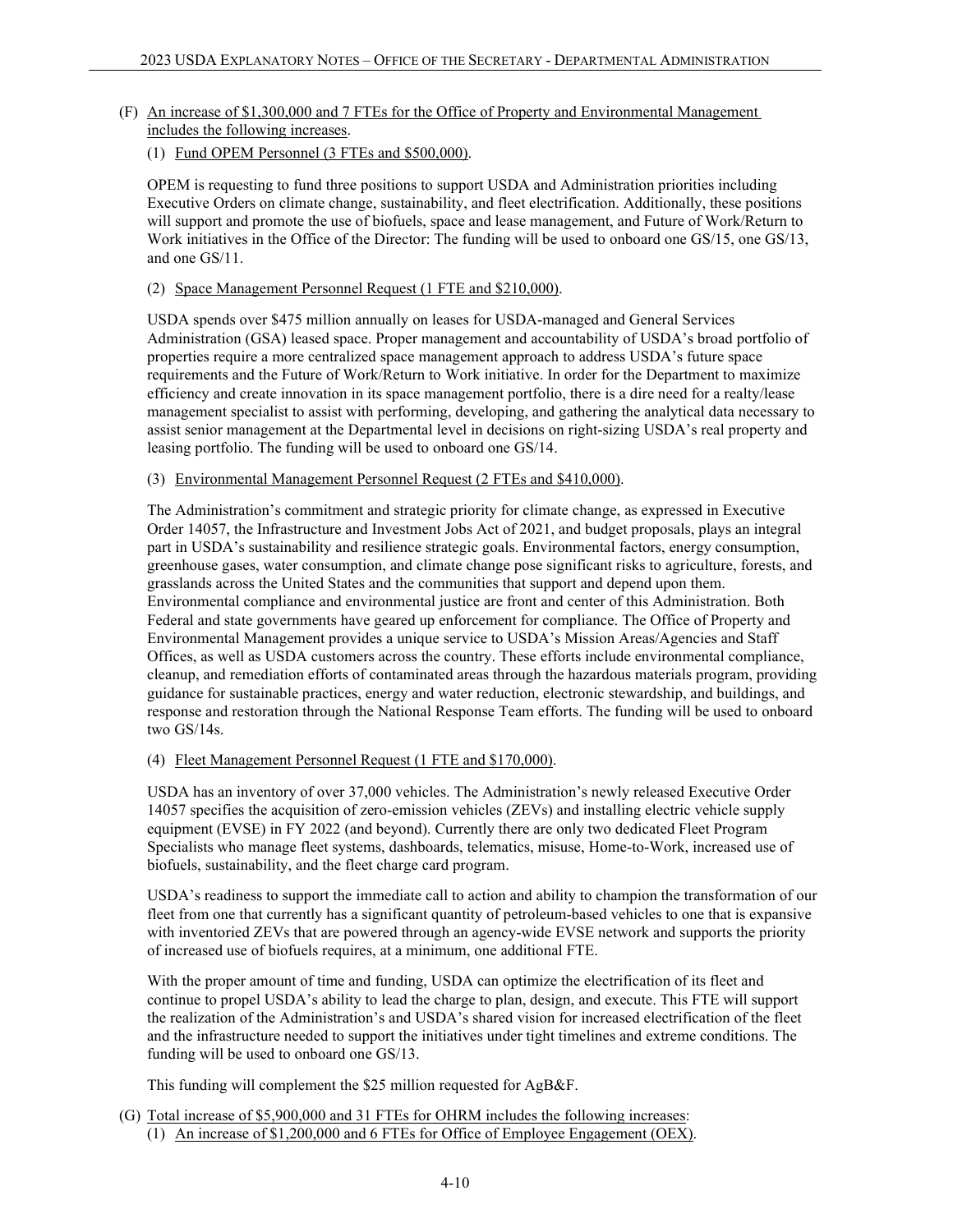(F) An increase of $1,300,000 and 7 FTEs for the Office of Property and Environmental Management includes the following increases.

(1) Fund OPEM Personnel (3 FTEs and $500,000).

OPEM is requesting to fund three positions to support USDA and Administration priorities including Executive Orders on climate change, sustainability, and fleet electrification. Additionally, these positions will support and promote the use of biofuels, space and lease management, and Future of Work/Return to Work initiatives in the Office of the Director: The funding will be used to onboard one GS/15, one GS/13, and one GS/11.

(2) Space Management Personnel Request (1 FTE and $210,000).

USDA spends over $475 million annually on leases for USDA-managed and General Services Administration (GSA) leased space. Proper management and accountability of USDA's broad portfolio of properties require a more centralized space management approach to address USDA's future space requirements and the Future of Work/Return to Work initiative. In order for the Department to maximize efficiency and create innovation in its space management portfolio, there is a dire need for a realty/lease management specialist to assist with performing, developing, and gathering the analytical data necessary to assist senior management at the Departmental level in decisions on right-sizing USDA's real property and leasing portfolio. The funding will be used to onboard one GS/14.

(3) Environmental Management Personnel Request (2 FTEs and $410,000).

The Administration's commitment and strategic priority for climate change, as expressed in Executive Order 14057, the Infrastructure and Investment Jobs Act of 2021, and budget proposals, plays an integral part in USDA's sustainability and resilience strategic goals. Environmental factors, energy consumption, greenhouse gases, water consumption, and climate change pose significant risks to agriculture, forests, and grasslands across the United States and the communities that support and depend upon them. Environmental compliance and environmental justice are front and center of this Administration. Both Federal and state governments have geared up enforcement for compliance. The Office of Property and Environmental Management provides a unique service to USDA's Mission Areas/Agencies and Staff Offices, as well as USDA customers across the country. These efforts include environmental compliance, cleanup, and remediation efforts of contaminated areas through the hazardous materials program, providing guidance for sustainable practices, energy and water reduction, electronic stewardship, and buildings, and response and restoration through the National Response Team efforts. The funding will be used to onboard two GS/14s.

(4) Fleet Management Personnel Request (1 FTE and $170,000).

USDA has an inventory of over 37,000 vehicles. The Administration's newly released Executive Order 14057 specifies the acquisition of zero-emission vehicles (ZEVs) and installing electric vehicle supply equipment (EVSE) in FY 2022 (and beyond). Currently there are only two dedicated Fleet Program Specialists who manage fleet systems, dashboards, telematics, misuse, Home-to-Work, increased use of biofuels, sustainability, and the fleet charge card program.

USDA's readiness to support the immediate call to action and ability to champion the transformation of our fleet from one that currently has a significant quantity of petroleum-based vehicles to one that is expansive with inventoried ZEVs that are powered through an agency-wide EVSE network and supports the priority of increased use of biofuels requires, at a minimum, one additional FTE.

With the proper amount of time and funding, USDA can optimize the electrification of its fleet and continue to propel USDA's ability to lead the charge to plan, design, and execute. This FTE will support the realization of the Administration's and USDA's shared vision for increased electrification of the fleet and the infrastructure needed to support the initiatives under tight timelines and extreme conditions. The funding will be used to onboard one GS/13.

This funding will complement the $25 million requested for AgB&F.

(G) Total increase of $5,900,000 and 31 FTEs for OHRM includes the following increases:

(1) An increase of $1,200,000 and 6 FTEs for Office of Employee Engagement (OEX).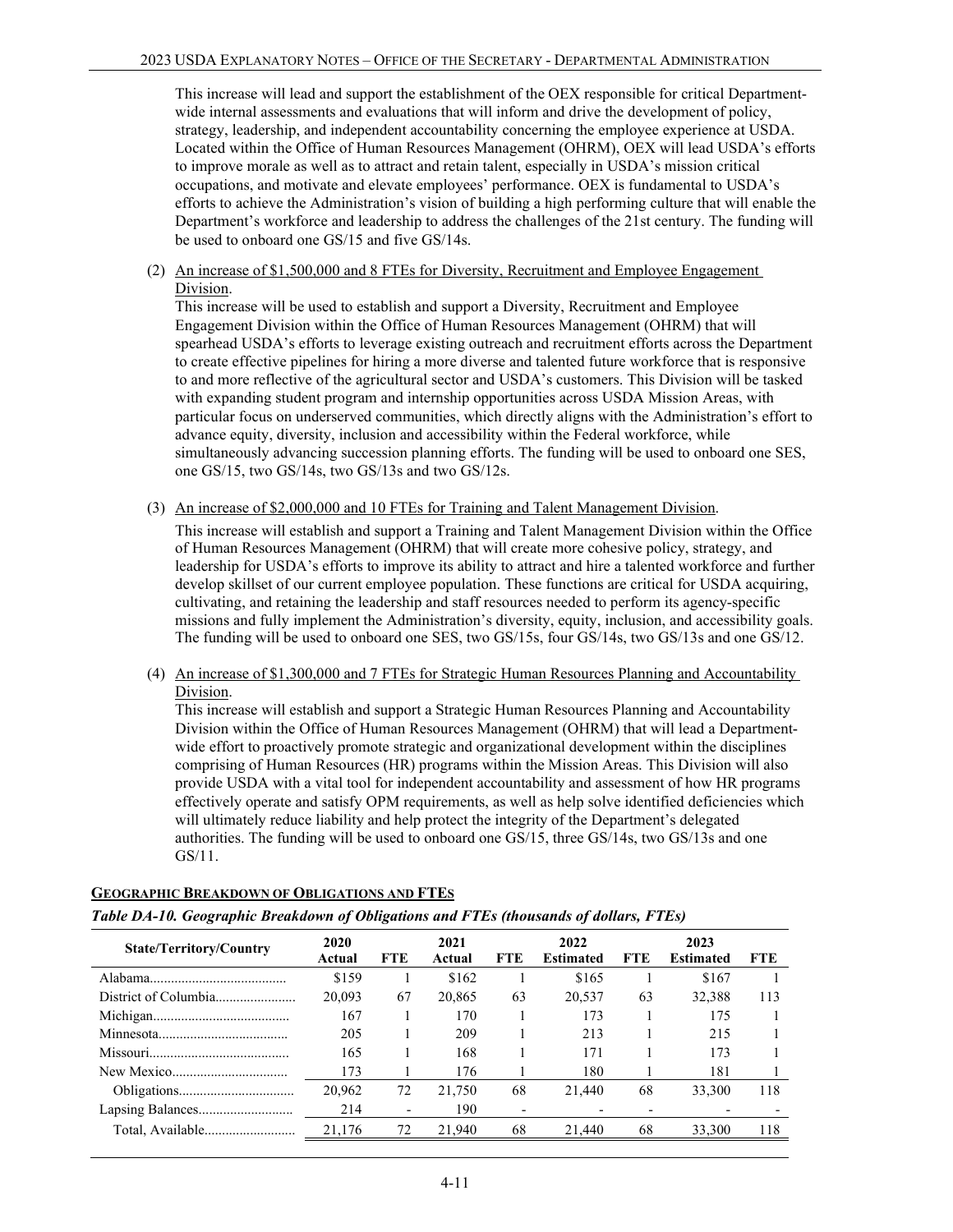This increase will lead and support the establishment of the OEX responsible for critical Department-wide internal assessments and evaluations that will inform and drive the development of policy, strategy, leadership, and independent accountability concerning the employee experience at USDA. Located within the Office of Human Resources Management (OHRM), OEX will lead USDA's efforts to improve morale as well as to attract and retain talent, especially in USDA's mission critical occupations, and motivate and elevate employees' performance. OEX is fundamental to USDA's efforts to achieve the Administration's vision of building a high performing culture that will enable the Department's workforce and leadership to address the challenges of the 21st century. The funding will be used to onboard one GS/15 and five GS/14s.

(2) <u>An increase of $1,500,000 and 8 FTEs for Diversity, Recruitment and Employee Engagement Division</u>.

This increase will be used to establish and support a Diversity, Recruitment and Employee Engagement Division within the Office of Human Resources Management (OHRM) that will spearhead USDA's efforts to leverage existing outreach and recruitment efforts across the Department to create effective pipelines for hiring a more diverse and talented future workforce that is responsive to and more reflective of the agricultural sector and USDA's customers. This Division will be tasked with expanding student program and internship opportunities across USDA Mission Areas, with particular focus on underserved communities, which directly aligns with the Administration's effort to advance equity, diversity, inclusion and accessibility within the Federal workforce, while simultaneously advancing succession planning efforts. The funding will be used to onboard one SES, one GS/15, two GS/14s, two GS/13s and two GS/12s.

(3) <u>An increase of $2,000,000 and 10 FTEs for Training and Talent Management Division</u>.

This increase will establish and support a Training and Talent Management Division within the Office of Human Resources Management (OHRM) that will create more cohesive policy, strategy, and leadership for USDA's efforts to improve its ability to attract and hire a talented workforce and further develop skillset of our current employee population. These functions are critical for USDA acquiring, cultivating, and retaining the leadership and staff resources needed to perform its agency-specific missions and fully implement the Administration's diversity, equity, inclusion, and accessibility goals. The funding will be used to onboard one SES, two GS/15s, four GS/14s, two GS/13s and one GS/12.

(4) <u>An increase of $1,300,000 and 7 FTEs for Strategic Human Resources Planning and Accountability Division</u>.

This increase will establish and support a Strategic Human Resources Planning and Accountability Division within the Office of Human Resources Management (OHRM) that will lead a Department-wide effort to proactively promote strategic and organizational development within the disciplines comprising of Human Resources (HR) programs within the Mission Areas. This Division will also provide USDA with a vital tool for independent accountability and assessment of how HR programs effectively operate and satisfy OPM requirements, as well as help solve identified deficiencies which will ultimately reduce liability and help protect the integrity of the Department's delegated authorities. The funding will be used to onboard one GS/15, three GS/14s, two GS/13s and one GS/11.

## GEOGRAPHIC BREAKDOWN OF OBLIGATIONS AND FTES

***Table DA-10. Geographic Breakdown of Obligations and FTEs (thousands of dollars, FTEs)***

| State/Territory/Country | 2020 Actual | FTE | 2021 Actual | FTE | 2022 Estimated | FTE | 2023 Estimated | FTE |
|---|---|---|---|---|---|---|---|---|
| Alabama | $159 | 1 | $162 | 1 | $165 | 1 | $167 | 1 |
| District of Columbia | 20,093 | 67 | 20,865 | 63 | 20,537 | 63 | 32,388 | 113 |
| Michigan | 167 | 1 | 170 | 1 | 173 | 1 | 175 | 1 |
| Minnesota | 205 | 1 | 209 | 1 | 213 | 1 | 215 | 1 |
| Missouri | 165 | 1 | 168 | 1 | 171 | 1 | 173 | 1 |
| New Mexico | 173 | 1 | 176 | 1 | 180 | 1 | 181 | 1 |
| Obligations | 20,962 | 72 | 21,750 | 68 | 21,440 | 68 | 33,300 | 118 |
| Lapsing Balances | 214 | - | 190 | - | - | - | - | - |
| Total, Available | 21,176 | 72 | 21,940 | 68 | 21,440 | 68 | 33,300 | 118 |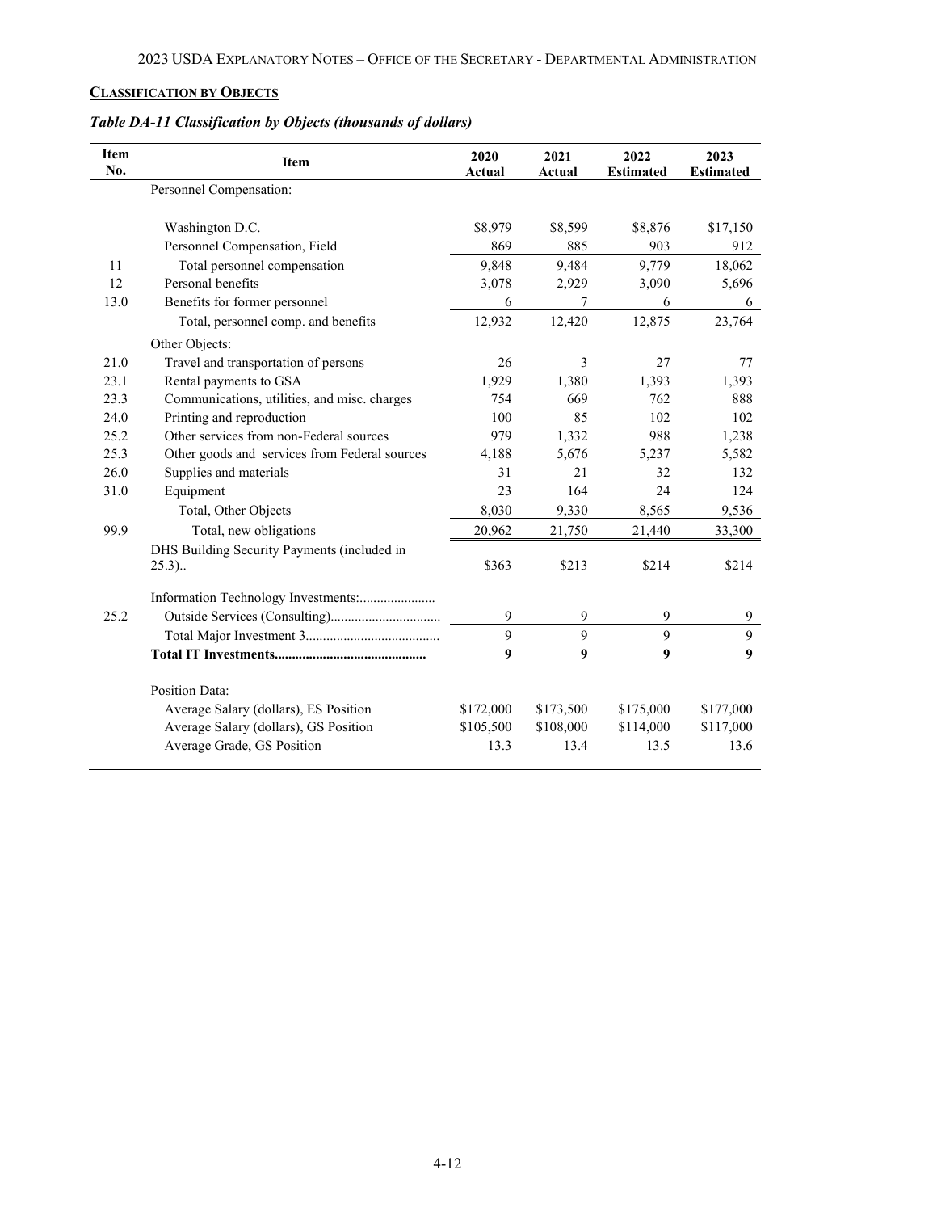## CLASSIFICATION BY OBJECTS

### *Table DA-11 Classification by Objects (thousands of dollars)*

| Item No. | Item | 2020 Actual | 2021 Actual | 2022 Estimated | 2023 Estimated |
|---|---|---|---|---|---|
| | Personnel Compensation: | | | | |
| | Washington D.C. | $8,979 | $8,599 | $8,876 | $17,150 |
| | Personnel Compensation, Field | 869 | 885 | 903 | 912 |
| 11 | Total personnel compensation | 9,848 | 9,484 | 9,779 | 18,062 |
| 12 | Personal benefits | 3,078 | 2,929 | 3,090 | 5,696 |
| 13.0 | Benefits for former personnel | 6 | 7 | 6 | 6 |
| | Total, personnel comp. and benefits | 12,932 | 12,420 | 12,875 | 23,764 |
| | Other Objects: | | | | |
| 21.0 | Travel and transportation of persons | 26 | 3 | 27 | 77 |
| 23.1 | Rental payments to GSA | 1,929 | 1,380 | 1,393 | 1,393 |
| 23.3 | Communications, utilities, and misc. charges | 754 | 669 | 762 | 888 |
| 24.0 | Printing and reproduction | 100 | 85 | 102 | 102 |
| 25.2 | Other services from non-Federal sources | 979 | 1,332 | 988 | 1,238 |
| 25.3 | Other goods and services from Federal sources | 4,188 | 5,676 | 5,237 | 5,582 |
| 26.0 | Supplies and materials | 31 | 21 | 32 | 132 |
| 31.0 | Equipment | 23 | 164 | 24 | 124 |
| | Total, Other Objects | 8,030 | 9,330 | 8,565 | 9,536 |
| 99.9 | Total, new obligations | 20,962 | 21,750 | 21,440 | 33,300 |
| | DHS Building Security Payments (included in 25.3).. | $363 | $213 | $214 | $214 |
| | Information Technology Investments:...................... | | | | |
| 25.2 | Outside Services (Consulting)................................ | 9 | 9 | 9 | 9 |
| | Total Major Investment 3....................................... | 9 | 9 | 9 | 9 |
| | **Total IT Investments............................................** | **9** | **9** | **9** | **9** |
| | Position Data: | | | | |
| | Average Salary (dollars), ES Position | $172,000 | $173,500 | $175,000 | $177,000 |
| | Average Salary (dollars), GS Position | $105,500 | $108,000 | $114,000 | $117,000 |
| | Average Grade, GS Position | 13.3 | 13.4 | 13.5 | 13.6 |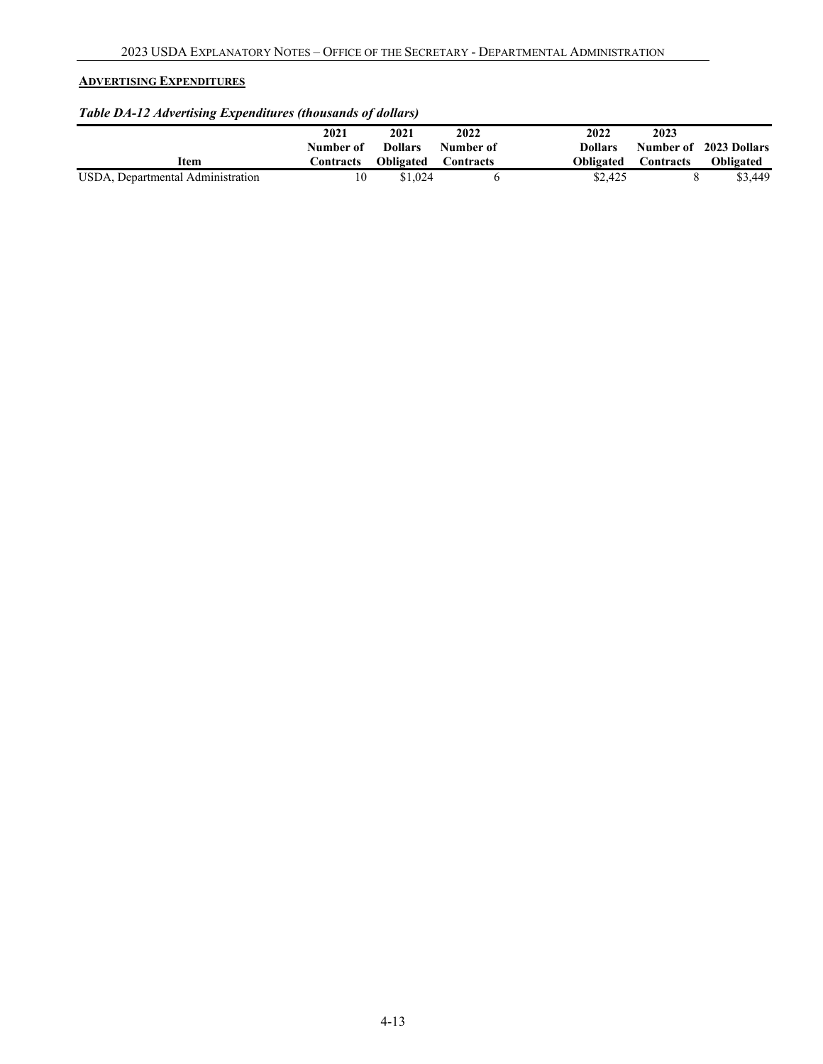**ADVERTISING EXPENDITURES**

***Table DA-12 Advertising Expenditures (thousands of dollars)***

| Item | 2021 Number of Contracts | 2021 Dollars Obligated | 2022 Number of Contracts | 2022 Dollars Obligated | 2023 Number of Contracts | 2023 Dollars Obligated |
|---|---|---|---|---|---|---|
| USDA, Departmental Administration | 10 | $1,024 | 6 | $2,425 | 8 | $3,449 |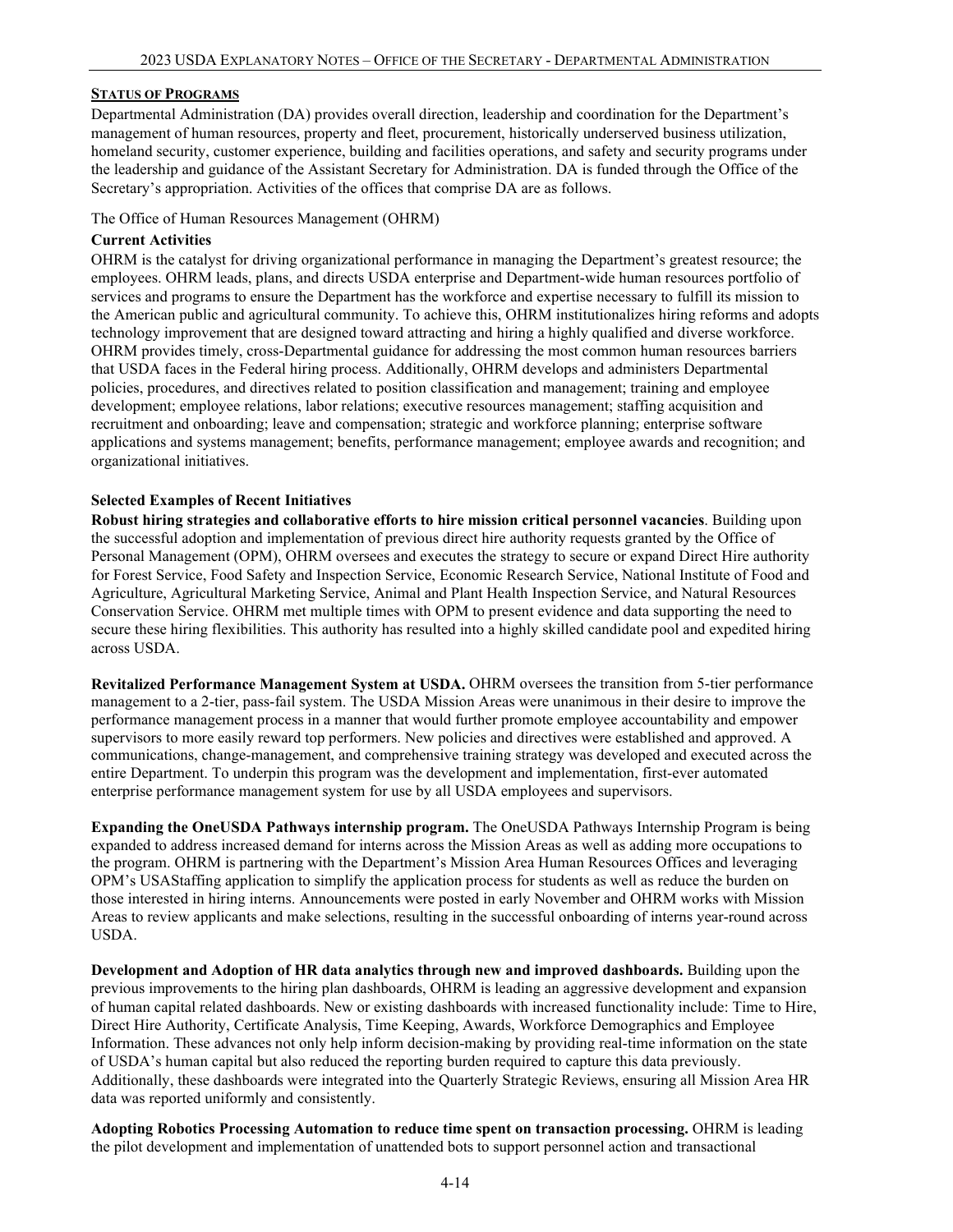## STATUS OF PROGRAMS

Departmental Administration (DA) provides overall direction, leadership and coordination for the Department's management of human resources, property and fleet, procurement, historically underserved business utilization, homeland security, customer experience, building and facilities operations, and safety and security programs under the leadership and guidance of the Assistant Secretary for Administration. DA is funded through the Office of the Secretary's appropriation. Activities of the offices that comprise DA are as follows.

The Office of Human Resources Management (OHRM)

### Current Activities

OHRM is the catalyst for driving organizational performance in managing the Department's greatest resource; the employees. OHRM leads, plans, and directs USDA enterprise and Department-wide human resources portfolio of services and programs to ensure the Department has the workforce and expertise necessary to fulfill its mission to the American public and agricultural community. To achieve this, OHRM institutionalizes hiring reforms and adopts technology improvement that are designed toward attracting and hiring a highly qualified and diverse workforce. OHRM provides timely, cross-Departmental guidance for addressing the most common human resources barriers that USDA faces in the Federal hiring process. Additionally, OHRM develops and administers Departmental policies, procedures, and directives related to position classification and management; training and employee development; employee relations, labor relations; executive resources management; staffing acquisition and recruitment and onboarding; leave and compensation; strategic and workforce planning; enterprise software applications and systems management; benefits, performance management; employee awards and recognition; and organizational initiatives.

### Selected Examples of Recent Initiatives

**Robust hiring strategies and collaborative efforts to hire mission critical personnel vacancies**. Building upon the successful adoption and implementation of previous direct hire authority requests granted by the Office of Personal Management (OPM), OHRM oversees and executes the strategy to secure or expand Direct Hire authority for Forest Service, Food Safety and Inspection Service, Economic Research Service, National Institute of Food and Agriculture, Agricultural Marketing Service, Animal and Plant Health Inspection Service, and Natural Resources Conservation Service. OHRM met multiple times with OPM to present evidence and data supporting the need to secure these hiring flexibilities. This authority has resulted into a highly skilled candidate pool and expedited hiring across USDA.

**Revitalized Performance Management System at USDA.** OHRM oversees the transition from 5-tier performance management to a 2-tier, pass-fail system. The USDA Mission Areas were unanimous in their desire to improve the performance management process in a manner that would further promote employee accountability and empower supervisors to more easily reward top performers. New policies and directives were established and approved. A communications, change-management, and comprehensive training strategy was developed and executed across the entire Department. To underpin this program was the development and implementation, first-ever automated enterprise performance management system for use by all USDA employees and supervisors.

**Expanding the OneUSDA Pathways internship program.** The OneUSDA Pathways Internship Program is being expanded to address increased demand for interns across the Mission Areas as well as adding more occupations to the program. OHRM is partnering with the Department's Mission Area Human Resources Offices and leveraging OPM's USAStaffing application to simplify the application process for students as well as reduce the burden on those interested in hiring interns. Announcements were posted in early November and OHRM works with Mission Areas to review applicants and make selections, resulting in the successful onboarding of interns year-round across USDA.

**Development and Adoption of HR data analytics through new and improved dashboards.** Building upon the previous improvements to the hiring plan dashboards, OHRM is leading an aggressive development and expansion of human capital related dashboards. New or existing dashboards with increased functionality include: Time to Hire, Direct Hire Authority, Certificate Analysis, Time Keeping, Awards, Workforce Demographics and Employee Information. These advances not only help inform decision-making by providing real-time information on the state of USDA's human capital but also reduced the reporting burden required to capture this data previously. Additionally, these dashboards were integrated into the Quarterly Strategic Reviews, ensuring all Mission Area HR data was reported uniformly and consistently.

**Adopting Robotics Processing Automation to reduce time spent on transaction processing.** OHRM is leading the pilot development and implementation of unattended bots to support personnel action and transactional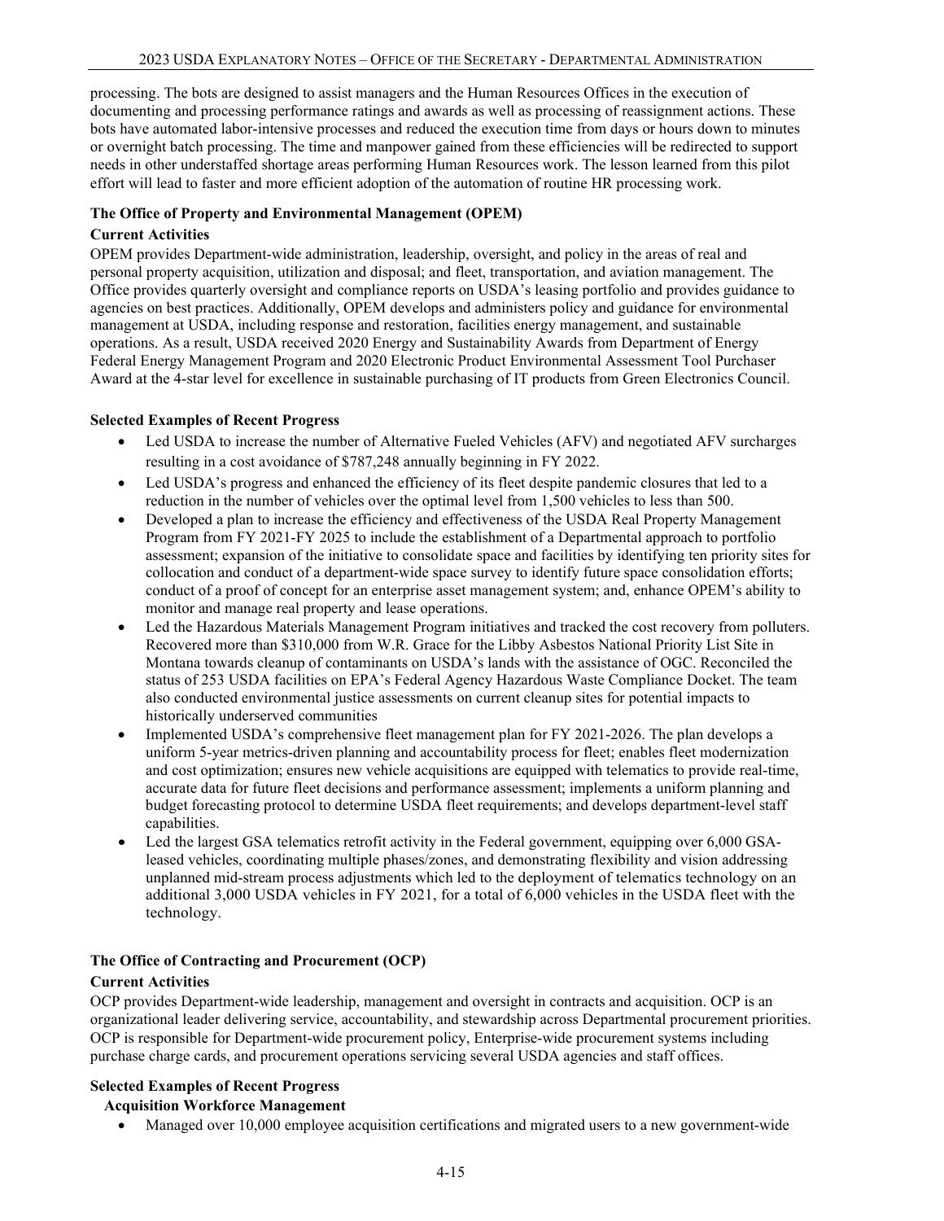processing. The bots are designed to assist managers and the Human Resources Offices in the execution of documenting and processing performance ratings and awards as well as processing of reassignment actions. These bots have automated labor-intensive processes and reduced the execution time from days or hours down to minutes or overnight batch processing. The time and manpower gained from these efficiencies will be redirected to support needs in other understaffed shortage areas performing Human Resources work. The lesson learned from this pilot effort will lead to faster and more efficient adoption of the automation of routine HR processing work.

**The Office of Property and Environmental Management (OPEM)**

**Current Activities**

OPEM provides Department-wide administration, leadership, oversight, and policy in the areas of real and personal property acquisition, utilization and disposal; and fleet, transportation, and aviation management. The Office provides quarterly oversight and compliance reports on USDA's leasing portfolio and provides guidance to agencies on best practices. Additionally, OPEM develops and administers policy and guidance for environmental management at USDA, including response and restoration, facilities energy management, and sustainable operations. As a result, USDA received 2020 Energy and Sustainability Awards from Department of Energy Federal Energy Management Program and 2020 Electronic Product Environmental Assessment Tool Purchaser Award at the 4-star level for excellence in sustainable purchasing of IT products from Green Electronics Council.

**Selected Examples of Recent Progress**

- Led USDA to increase the number of Alternative Fueled Vehicles (AFV) and negotiated AFV surcharges resulting in a cost avoidance of $787,248 annually beginning in FY 2022.
- Led USDA's progress and enhanced the efficiency of its fleet despite pandemic closures that led to a reduction in the number of vehicles over the optimal level from 1,500 vehicles to less than 500.
- Developed a plan to increase the efficiency and effectiveness of the USDA Real Property Management Program from FY 2021-FY 2025 to include the establishment of a Departmental approach to portfolio assessment; expansion of the initiative to consolidate space and facilities by identifying ten priority sites for collocation and conduct of a department-wide space survey to identify future space consolidation efforts; conduct of a proof of concept for an enterprise asset management system; and, enhance OPEM's ability to monitor and manage real property and lease operations.
- Led the Hazardous Materials Management Program initiatives and tracked the cost recovery from polluters. Recovered more than $310,000 from W.R. Grace for the Libby Asbestos National Priority List Site in Montana towards cleanup of contaminants on USDA's lands with the assistance of OGC. Reconciled the status of 253 USDA facilities on EPA's Federal Agency Hazardous Waste Compliance Docket. The team also conducted environmental justice assessments on current cleanup sites for potential impacts to historically underserved communities
- Implemented USDA's comprehensive fleet management plan for FY 2021-2026. The plan develops a uniform 5-year metrics-driven planning and accountability process for fleet; enables fleet modernization and cost optimization; ensures new vehicle acquisitions are equipped with telematics to provide real-time, accurate data for future fleet decisions and performance assessment; implements a uniform planning and budget forecasting protocol to determine USDA fleet requirements; and develops department-level staff capabilities.
- Led the largest GSA telematics retrofit activity in the Federal government, equipping over 6,000 GSA-leased vehicles, coordinating multiple phases/zones, and demonstrating flexibility and vision addressing unplanned mid-stream process adjustments which led to the deployment of telematics technology on an additional 3,000 USDA vehicles in FY 2021, for a total of 6,000 vehicles in the USDA fleet with the technology.

**The Office of Contracting and Procurement (OCP)**

**Current Activities**

OCP provides Department-wide leadership, management and oversight in contracts and acquisition. OCP is an organizational leader delivering service, accountability, and stewardship across Departmental procurement priorities. OCP is responsible for Department-wide procurement policy, Enterprise-wide procurement systems including purchase charge cards, and procurement operations servicing several USDA agencies and staff offices.

**Selected Examples of Recent Progress**

**Acquisition Workforce Management**

- Managed over 10,000 employee acquisition certifications and migrated users to a new government-wide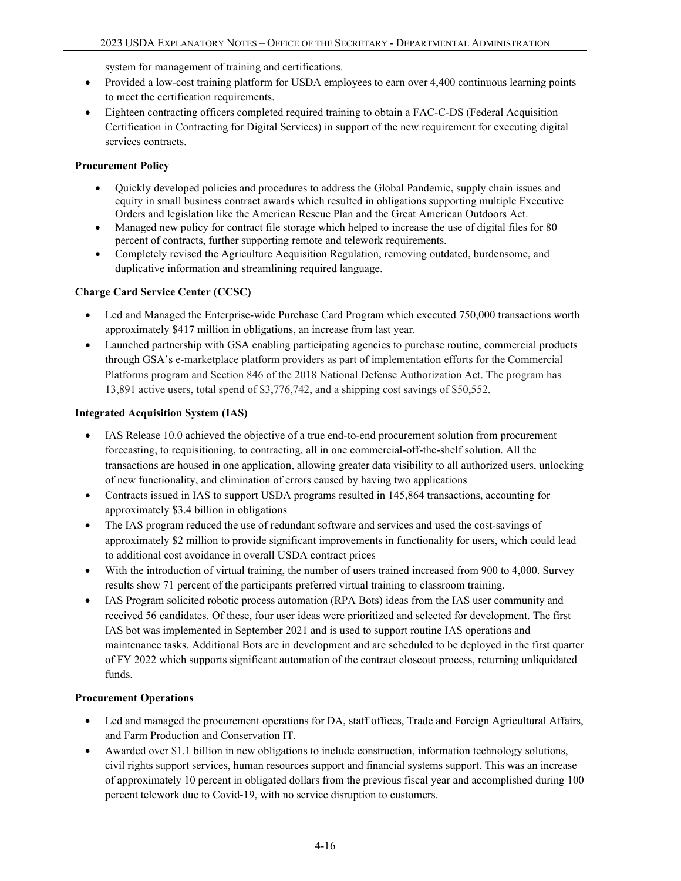system for management of training and certifications.

- Provided a low-cost training platform for USDA employees to earn over 4,400 continuous learning points to meet the certification requirements.
- Eighteen contracting officers completed required training to obtain a FAC-C-DS (Federal Acquisition Certification in Contracting for Digital Services) in support of the new requirement for executing digital services contracts.

**Procurement Policy**

- Quickly developed policies and procedures to address the Global Pandemic, supply chain issues and equity in small business contract awards which resulted in obligations supporting multiple Executive Orders and legislation like the American Rescue Plan and the Great American Outdoors Act.
- Managed new policy for contract file storage which helped to increase the use of digital files for 80 percent of contracts, further supporting remote and telework requirements.
- Completely revised the Agriculture Acquisition Regulation, removing outdated, burdensome, and duplicative information and streamlining required language.

**Charge Card Service Center (CCSC)**

- Led and Managed the Enterprise-wide Purchase Card Program which executed 750,000 transactions worth approximately $417 million in obligations, an increase from last year.
- Launched partnership with GSA enabling participating agencies to purchase routine, commercial products through GSA's e-marketplace platform providers as part of implementation efforts for the Commercial Platforms program and Section 846 of the 2018 National Defense Authorization Act. The program has 13,891 active users, total spend of $3,776,742, and a shipping cost savings of $50,552.

**Integrated Acquisition System (IAS)**

- IAS Release 10.0 achieved the objective of a true end-to-end procurement solution from procurement forecasting, to requisitioning, to contracting, all in one commercial-off-the-shelf solution. All the transactions are housed in one application, allowing greater data visibility to all authorized users, unlocking of new functionality, and elimination of errors caused by having two applications
- Contracts issued in IAS to support USDA programs resulted in 145,864 transactions, accounting for approximately $3.4 billion in obligations
- The IAS program reduced the use of redundant software and services and used the cost-savings of approximately $2 million to provide significant improvements in functionality for users, which could lead to additional cost avoidance in overall USDA contract prices
- With the introduction of virtual training, the number of users trained increased from 900 to 4,000. Survey results show 71 percent of the participants preferred virtual training to classroom training.
- IAS Program solicited robotic process automation (RPA Bots) ideas from the IAS user community and received 56 candidates. Of these, four user ideas were prioritized and selected for development. The first IAS bot was implemented in September 2021 and is used to support routine IAS operations and maintenance tasks. Additional Bots are in development and are scheduled to be deployed in the first quarter of FY 2022 which supports significant automation of the contract closeout process, returning unliquidated funds.

**Procurement Operations**

- Led and managed the procurement operations for DA, staff offices, Trade and Foreign Agricultural Affairs, and Farm Production and Conservation IT.
- Awarded over $1.1 billion in new obligations to include construction, information technology solutions, civil rights support services, human resources support and financial systems support. This was an increase of approximately 10 percent in obligated dollars from the previous fiscal year and accomplished during 100 percent telework due to Covid-19, with no service disruption to customers.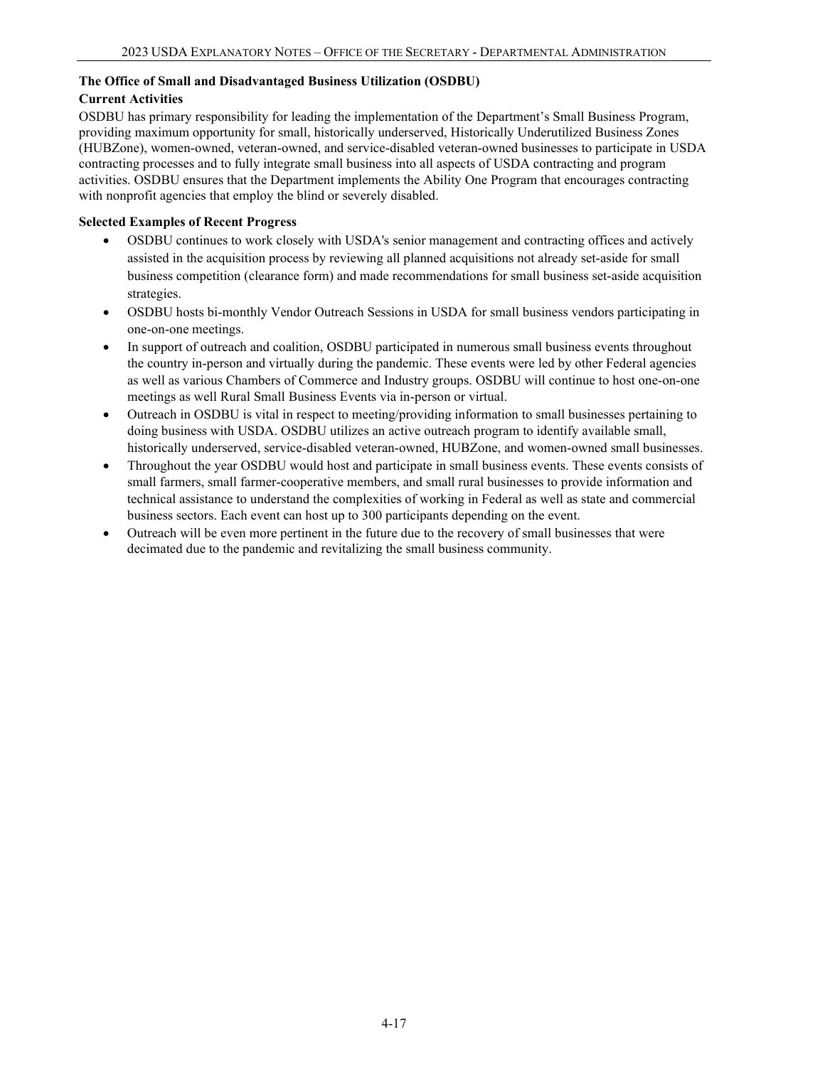### The Office of Small and Disadvantaged Business Utilization (OSDBU)

#### Current Activities

OSDBU has primary responsibility for leading the implementation of the Department's Small Business Program, providing maximum opportunity for small, historically underserved, Historically Underutilized Business Zones (HUBZone), women-owned, veteran-owned, and service-disabled veteran-owned businesses to participate in USDA contracting processes and to fully integrate small business into all aspects of USDA contracting and program activities. OSDBU ensures that the Department implements the Ability One Program that encourages contracting with nonprofit agencies that employ the blind or severely disabled.

#### Selected Examples of Recent Progress

- OSDBU continues to work closely with USDA's senior management and contracting offices and actively assisted in the acquisition process by reviewing all planned acquisitions not already set-aside for small business competition (clearance form) and made recommendations for small business set-aside acquisition strategies.
- OSDBU hosts bi-monthly Vendor Outreach Sessions in USDA for small business vendors participating in one-on-one meetings.
- In support of outreach and coalition, OSDBU participated in numerous small business events throughout the country in-person and virtually during the pandemic. These events were led by other Federal agencies as well as various Chambers of Commerce and Industry groups. OSDBU will continue to host one-on-one meetings as well Rural Small Business Events via in-person or virtual.
- Outreach in OSDBU is vital in respect to meeting/providing information to small businesses pertaining to doing business with USDA. OSDBU utilizes an active outreach program to identify available small, historically underserved, service-disabled veteran-owned, HUBZone, and women-owned small businesses.
- Throughout the year OSDBU would host and participate in small business events. These events consists of small farmers, small farmer-cooperative members, and small rural businesses to provide information and technical assistance to understand the complexities of working in Federal as well as state and commercial business sectors. Each event can host up to 300 participants depending on the event.
- Outreach will be even more pertinent in the future due to the recovery of small businesses that were decimated due to the pandemic and revitalizing the small business community.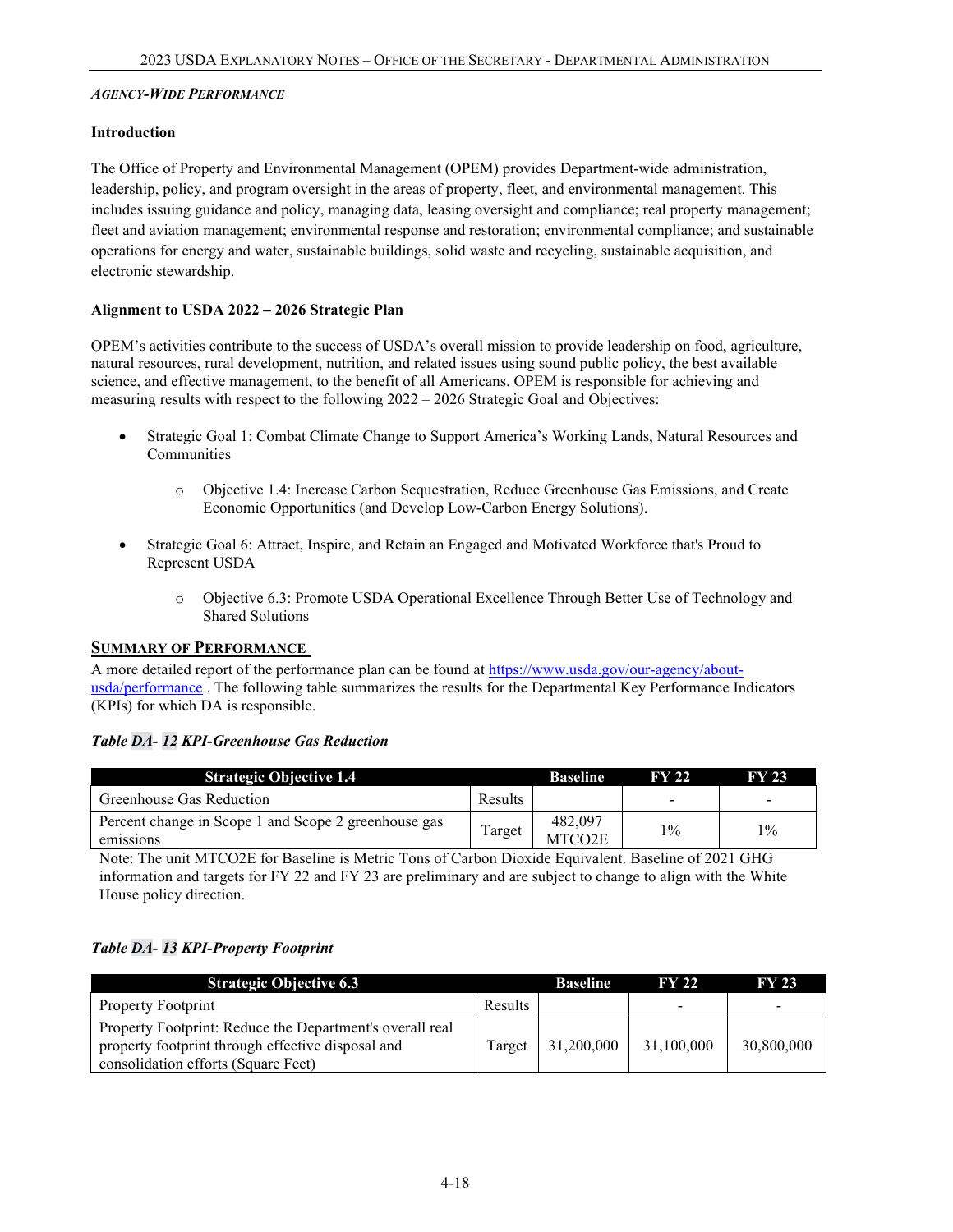*AGENCY-WIDE PERFORMANCE*

**Introduction**

The Office of Property and Environmental Management (OPEM) provides Department-wide administration, leadership, policy, and program oversight in the areas of property, fleet, and environmental management. This includes issuing guidance and policy, managing data, leasing oversight and compliance; real property management; fleet and aviation management; environmental response and restoration; environmental compliance; and sustainable operations for energy and water, sustainable buildings, solid waste and recycling, sustainable acquisition, and electronic stewardship.

**Alignment to USDA 2022 – 2026 Strategic Plan**

OPEM's activities contribute to the success of USDA's overall mission to provide leadership on food, agriculture, natural resources, rural development, nutrition, and related issues using sound public policy, the best available science, and effective management, to the benefit of all Americans. OPEM is responsible for achieving and measuring results with respect to the following 2022 – 2026 Strategic Goal and Objectives:

- Strategic Goal 1: Combat Climate Change to Support America's Working Lands, Natural Resources and Communities
  - Objective 1.4: Increase Carbon Sequestration, Reduce Greenhouse Gas Emissions, and Create Economic Opportunities (and Develop Low-Carbon Energy Solutions).
- Strategic Goal 6: Attract, Inspire, and Retain an Engaged and Motivated Workforce that's Proud to Represent USDA
  - Objective 6.3: Promote USDA Operational Excellence Through Better Use of Technology and Shared Solutions

**SUMMARY OF PERFORMANCE**

A more detailed report of the performance plan can be found at https://www.usda.gov/our-agency/about-usda/performance . The following table summarizes the results for the Departmental Key Performance Indicators (KPIs) for which DA is responsible.

***Table DA- 12 KPI-Greenhouse Gas Reduction***

| Strategic Objective 1.4 | | Baseline | FY 22 | FY 23 |
|---|---|---|---|---|
| Greenhouse Gas Reduction | Results | | - | - |
| Percent change in Scope 1 and Scope 2 greenhouse gas emissions | Target | 482,097 MTCO2E | 1% | 1% |

Note: The unit MTCO2E for Baseline is Metric Tons of Carbon Dioxide Equivalent. Baseline of 2021 GHG information and targets for FY 22 and FY 23 are preliminary and are subject to change to align with the White House policy direction.

***Table DA- 13 KPI-Property Footprint***

| Strategic Objective 6.3 | | Baseline | FY 22 | FY 23 |
|---|---|---|---|---|
| Property Footprint | Results | | - | - |
| Property Footprint: Reduce the Department's overall real property footprint through effective disposal and consolidation efforts (Square Feet) | Target | 31,200,000 | 31,100,000 | 30,800,000 |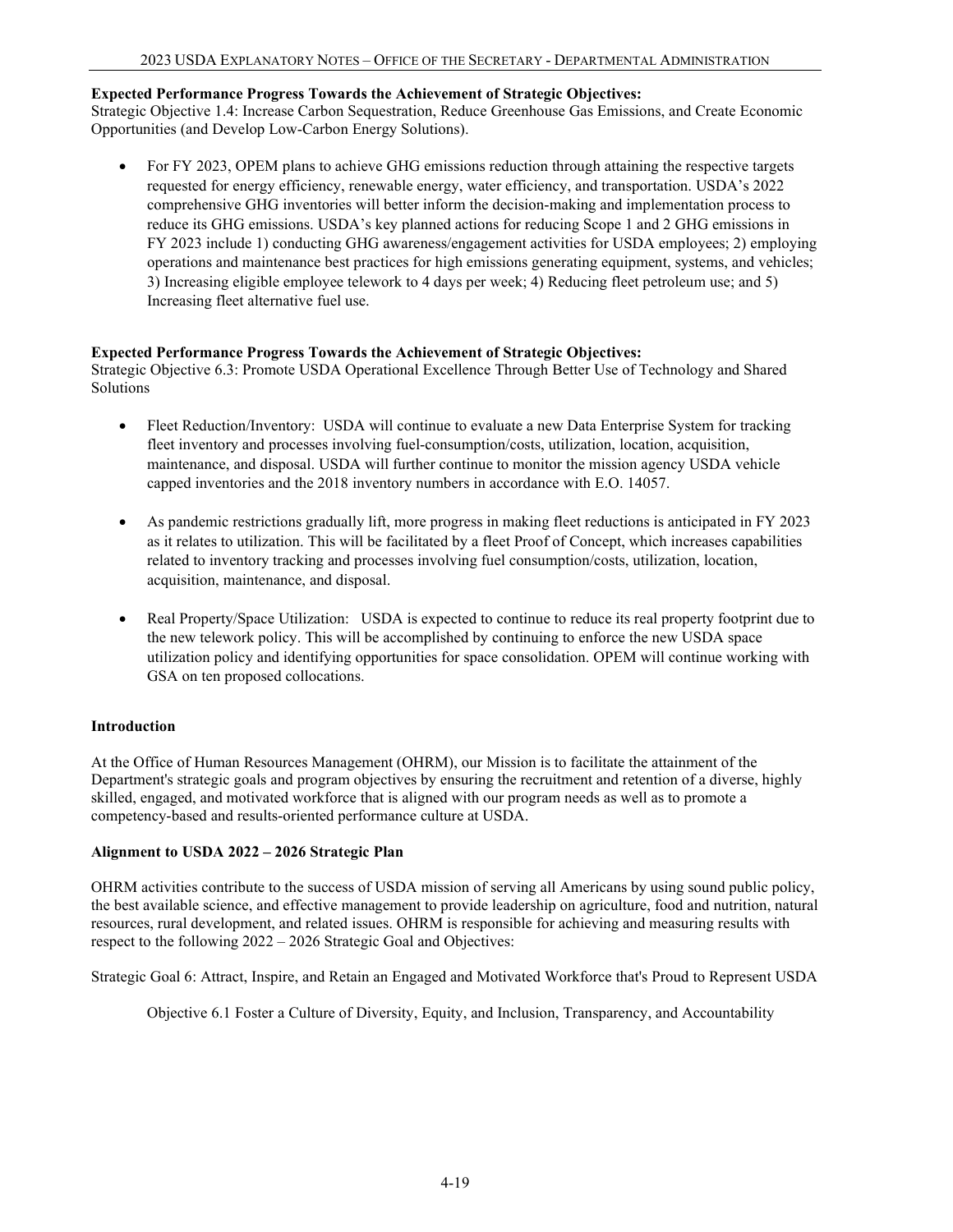**Expected Performance Progress Towards the Achievement of Strategic Objectives:**
Strategic Objective 1.4: Increase Carbon Sequestration, Reduce Greenhouse Gas Emissions, and Create Economic Opportunities (and Develop Low-Carbon Energy Solutions).

- For FY 2023, OPEM plans to achieve GHG emissions reduction through attaining the respective targets requested for energy efficiency, renewable energy, water efficiency, and transportation. USDA's 2022 comprehensive GHG inventories will better inform the decision-making and implementation process to reduce its GHG emissions. USDA's key planned actions for reducing Scope 1 and 2 GHG emissions in FY 2023 include 1) conducting GHG awareness/engagement activities for USDA employees; 2) employing operations and maintenance best practices for high emissions generating equipment, systems, and vehicles; 3) Increasing eligible employee telework to 4 days per week; 4) Reducing fleet petroleum use; and 5) Increasing fleet alternative fuel use.

**Expected Performance Progress Towards the Achievement of Strategic Objectives:**
Strategic Objective 6.3: Promote USDA Operational Excellence Through Better Use of Technology and Shared Solutions

- Fleet Reduction/Inventory: USDA will continue to evaluate a new Data Enterprise System for tracking fleet inventory and processes involving fuel-consumption/costs, utilization, location, acquisition, maintenance, and disposal. USDA will further continue to monitor the mission agency USDA vehicle capped inventories and the 2018 inventory numbers in accordance with E.O. 14057.

- As pandemic restrictions gradually lift, more progress in making fleet reductions is anticipated in FY 2023 as it relates to utilization. This will be facilitated by a fleet Proof of Concept, which increases capabilities related to inventory tracking and processes involving fuel consumption/costs, utilization, location, acquisition, maintenance, and disposal.

- Real Property/Space Utilization: USDA is expected to continue to reduce its real property footprint due to the new telework policy. This will be accomplished by continuing to enforce the new USDA space utilization policy and identifying opportunities for space consolidation. OPEM will continue working with GSA on ten proposed collocations.

**Introduction**

At the Office of Human Resources Management (OHRM), our Mission is to facilitate the attainment of the Department's strategic goals and program objectives by ensuring the recruitment and retention of a diverse, highly skilled, engaged, and motivated workforce that is aligned with our program needs as well as to promote a competency-based and results-oriented performance culture at USDA.

**Alignment to USDA 2022 – 2026 Strategic Plan**

OHRM activities contribute to the success of USDA mission of serving all Americans by using sound public policy, the best available science, and effective management to provide leadership on agriculture, food and nutrition, natural resources, rural development, and related issues. OHRM is responsible for achieving and measuring results with respect to the following 2022 – 2026 Strategic Goal and Objectives:

Strategic Goal 6: Attract, Inspire, and Retain an Engaged and Motivated Workforce that's Proud to Represent USDA

Objective 6.1 Foster a Culture of Diversity, Equity, and Inclusion, Transparency, and Accountability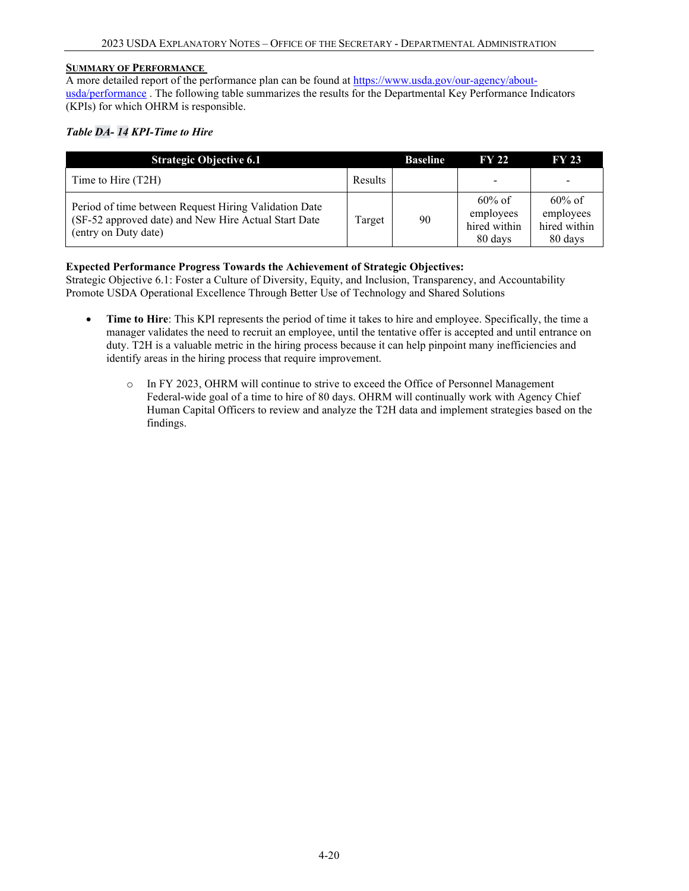### Summary of Performance

A more detailed report of the performance plan can be found at [https://www.usda.gov/our-agency/about-usda/performance](https://www.usda.gov/our-agency/about-usda/performance) . The following table summarizes the results for the Departmental Key Performance Indicators (KPIs) for which OHRM is responsible.

***Table DA- 14 KPI-Time to Hire***

| Strategic Objective 6.1 | | Baseline | FY 22 | FY 23 |
|---|---|---|---|---|
| Time to Hire (T2H) | Results | | - | - |
| Period of time between Request Hiring Validation Date (SF-52 approved date) and New Hire Actual Start Date (entry on Duty date) | Target | 90 | 60% of employees hired within 80 days | 60% of employees hired within 80 days |

**Expected Performance Progress Towards the Achievement of Strategic Objectives:**
Strategic Objective 6.1: Foster a Culture of Diversity, Equity, and Inclusion, Transparency, and Accountability Promote USDA Operational Excellence Through Better Use of Technology and Shared Solutions

- **Time to Hire**: This KPI represents the period of time it takes to hire and employee. Specifically, the time a manager validates the need to recruit an employee, until the tentative offer is accepted and until entrance on duty. T2H is a valuable metric in the hiring process because it can help pinpoint many inefficiencies and identify areas in the hiring process that require improvement.
  - In FY 2023, OHRM will continue to strive to exceed the Office of Personnel Management Federal-wide goal of a time to hire of 80 days. OHRM will continually work with Agency Chief Human Capital Officers to review and analyze the T2H data and implement strategies based on the findings.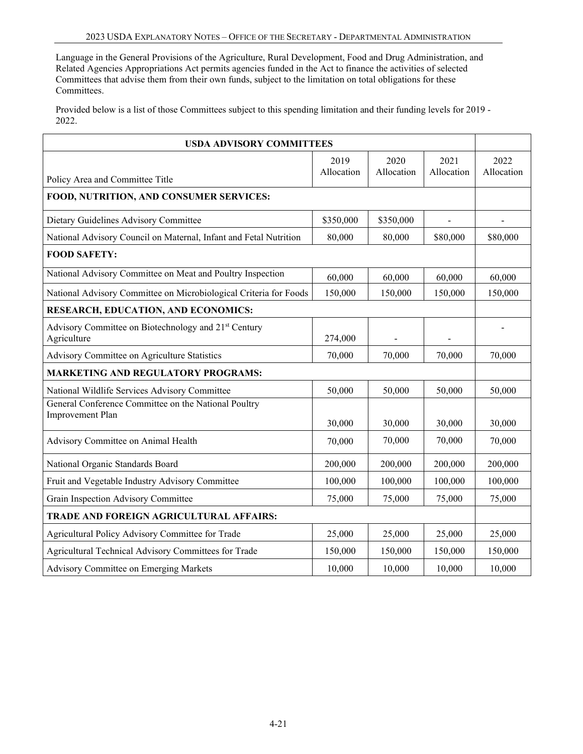Language in the General Provisions of the Agriculture, Rural Development, Food and Drug Administration, and Related Agencies Appropriations Act permits agencies funded in the Act to finance the activities of selected Committees that advise them from their own funds, subject to the limitation on total obligations for these Committees.

Provided below is a list of those Committees subject to this spending limitation and their funding levels for 2019 - 2022.

| USDA ADVISORY COMMITTEES | | | | |
|---|---|---|---|---|
| Policy Area and Committee Title | 2019 Allocation | 2020 Allocation | 2021 Allocation | 2022 Allocation |
| **FOOD, NUTRITION, AND CONSUMER SERVICES:** | | | | |
| Dietary Guidelines Advisory Committee | $350,000 | $350,000 | - | - |
| National Advisory Council on Maternal, Infant and Fetal Nutrition | 80,000 | 80,000 | $80,000 | $80,000 |
| **FOOD SAFETY:** | | | | |
| National Advisory Committee on Meat and Poultry Inspection | 60,000 | 60,000 | 60,000 | 60,000 |
| National Advisory Committee on Microbiological Criteria for Foods | 150,000 | 150,000 | 150,000 | 150,000 |
| **RESEARCH, EDUCATION, AND ECONOMICS:** | | | | |
| Advisory Committee on Biotechnology and 21st Century Agriculture | 274,000 | - | - | - |
| Advisory Committee on Agriculture Statistics | 70,000 | 70,000 | 70,000 | 70,000 |
| **MARKETING AND REGULATORY PROGRAMS:** | | | | |
| National Wildlife Services Advisory Committee | 50,000 | 50,000 | 50,000 | 50,000 |
| General Conference Committee on the National Poultry Improvement Plan | 30,000 | 30,000 | 30,000 | 30,000 |
| Advisory Committee on Animal Health | 70,000 | 70,000 | 70,000 | 70,000 |
| National Organic Standards Board | 200,000 | 200,000 | 200,000 | 200,000 |
| Fruit and Vegetable Industry Advisory Committee | 100,000 | 100,000 | 100,000 | 100,000 |
| Grain Inspection Advisory Committee | 75,000 | 75,000 | 75,000 | 75,000 |
| **TRADE AND FOREIGN AGRICULTURAL AFFAIRS:** | | | | |
| Agricultural Policy Advisory Committee for Trade | 25,000 | 25,000 | 25,000 | 25,000 |
| Agricultural Technical Advisory Committees for Trade | 150,000 | 150,000 | 150,000 | 150,000 |
| Advisory Committee on Emerging Markets | 10,000 | 10,000 | 10,000 | 10,000 |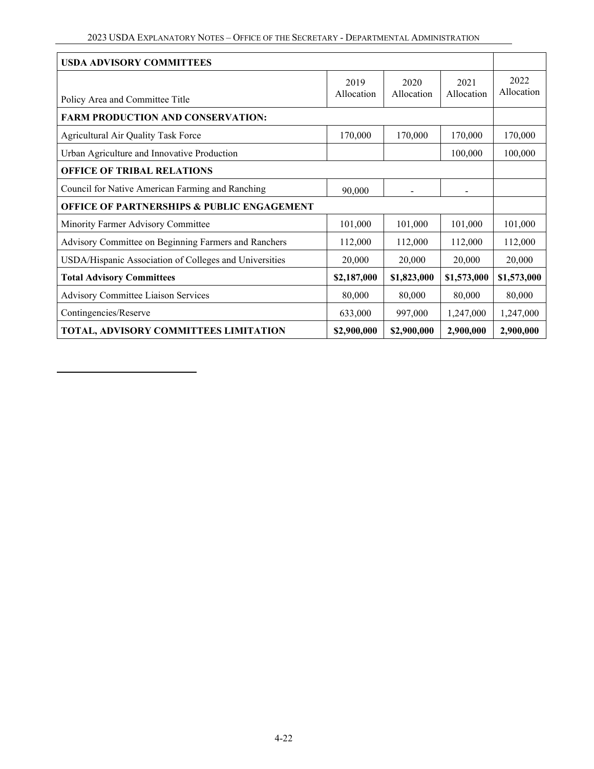| USDA ADVISORY COMMITTEES | | | | |
|---|---|---|---|---|
| Policy Area and Committee Title | 2019 Allocation | 2020 Allocation | 2021 Allocation | 2022 Allocation |
| **FARM PRODUCTION AND CONSERVATION:** | | | | |
| Agricultural Air Quality Task Force | 170,000 | 170,000 | 170,000 | 170,000 |
| Urban Agriculture and Innovative Production | | | 100,000 | 100,000 |
| **OFFICE OF TRIBAL RELATIONS** | | | | |
| Council for Native American Farming and Ranching | 90,000 | - | - | |
| **OFFICE OF PARTNERSHIPS & PUBLIC ENGAGEMENT** | | | | |
| Minority Farmer Advisory Committee | 101,000 | 101,000 | 101,000 | 101,000 |
| Advisory Committee on Beginning Farmers and Ranchers | 112,000 | 112,000 | 112,000 | 112,000 |
| USDA/Hispanic Association of Colleges and Universities | 20,000 | 20,000 | 20,000 | 20,000 |
| **Total Advisory Committees** | **$2,187,000** | **$1,823,000** | **$1,573,000** | **$1,573,000** |
| Advisory Committee Liaison Services | 80,000 | 80,000 | 80,000 | 80,000 |
| Contingencies/Reserve | 633,000 | 997,000 | 1,247,000 | 1,247,000 |
| **TOTAL, ADVISORY COMMITTEES LIMITATION** | **$2,900,000** | **$2,900,000** | **2,900,000** | **2,900,000** |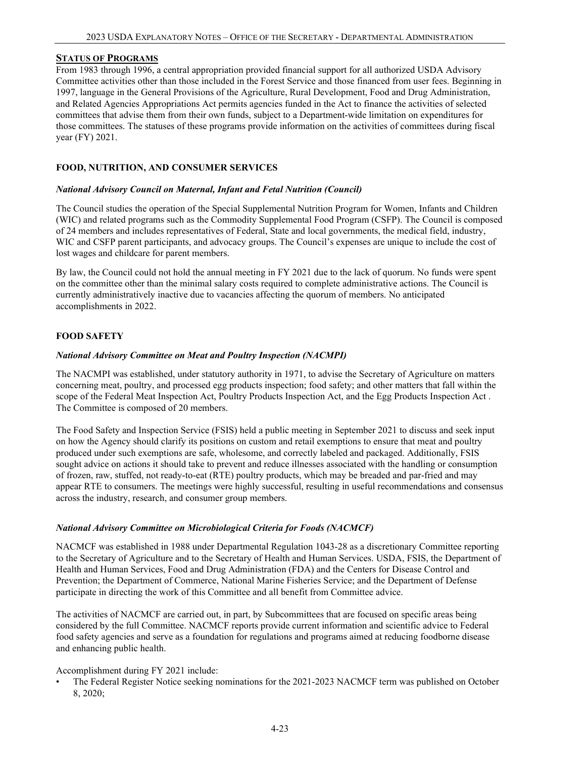## STATUS OF PROGRAMS

From 1983 through 1996, a central appropriation provided financial support for all authorized USDA Advisory Committee activities other than those included in the Forest Service and those financed from user fees. Beginning in 1997, language in the General Provisions of the Agriculture, Rural Development, Food and Drug Administration, and Related Agencies Appropriations Act permits agencies funded in the Act to finance the activities of selected committees that advise them from their own funds, subject to a Department-wide limitation on expenditures for those committees. The statuses of these programs provide information on the activities of committees during fiscal year (FY) 2021.

### FOOD, NUTRITION, AND CONSUMER SERVICES

#### *National Advisory Council on Maternal, Infant and Fetal Nutrition (Council)*

The Council studies the operation of the Special Supplemental Nutrition Program for Women, Infants and Children (WIC) and related programs such as the Commodity Supplemental Food Program (CSFP). The Council is composed of 24 members and includes representatives of Federal, State and local governments, the medical field, industry, WIC and CSFP parent participants, and advocacy groups. The Council's expenses are unique to include the cost of lost wages and childcare for parent members.

By law, the Council could not hold the annual meeting in FY 2021 due to the lack of quorum. No funds were spent on the committee other than the minimal salary costs required to complete administrative actions. The Council is currently administratively inactive due to vacancies affecting the quorum of members. No anticipated accomplishments in 2022.

### FOOD SAFETY

#### *National Advisory Committee on Meat and Poultry Inspection (NACMPI)*

The NACMPI was established, under statutory authority in 1971, to advise the Secretary of Agriculture on matters concerning meat, poultry, and processed egg products inspection; food safety; and other matters that fall within the scope of the Federal Meat Inspection Act, Poultry Products Inspection Act, and the Egg Products Inspection Act . The Committee is composed of 20 members.

The Food Safety and Inspection Service (FSIS) held a public meeting in September 2021 to discuss and seek input on how the Agency should clarify its positions on custom and retail exemptions to ensure that meat and poultry produced under such exemptions are safe, wholesome, and correctly labeled and packaged. Additionally, FSIS sought advice on actions it should take to prevent and reduce illnesses associated with the handling or consumption of frozen, raw, stuffed, not ready-to-eat (RTE) poultry products, which may be breaded and par-fried and may appear RTE to consumers. The meetings were highly successful, resulting in useful recommendations and consensus across the industry, research, and consumer group members.

#### *National Advisory Committee on Microbiological Criteria for Foods (NACMCF)*

NACMCF was established in 1988 under Departmental Regulation 1043-28 as a discretionary Committee reporting to the Secretary of Agriculture and to the Secretary of Health and Human Services. USDA, FSIS, the Department of Health and Human Services, Food and Drug Administration (FDA) and the Centers for Disease Control and Prevention; the Department of Commerce, National Marine Fisheries Service; and the Department of Defense participate in directing the work of this Committee and all benefit from Committee advice.

The activities of NACMCF are carried out, in part, by Subcommittees that are focused on specific areas being considered by the full Committee. NACMCF reports provide current information and scientific advice to Federal food safety agencies and serve as a foundation for regulations and programs aimed at reducing foodborne disease and enhancing public health.

Accomplishment during FY 2021 include:

- The Federal Register Notice seeking nominations for the 2021-2023 NACMCF term was published on October 8, 2020;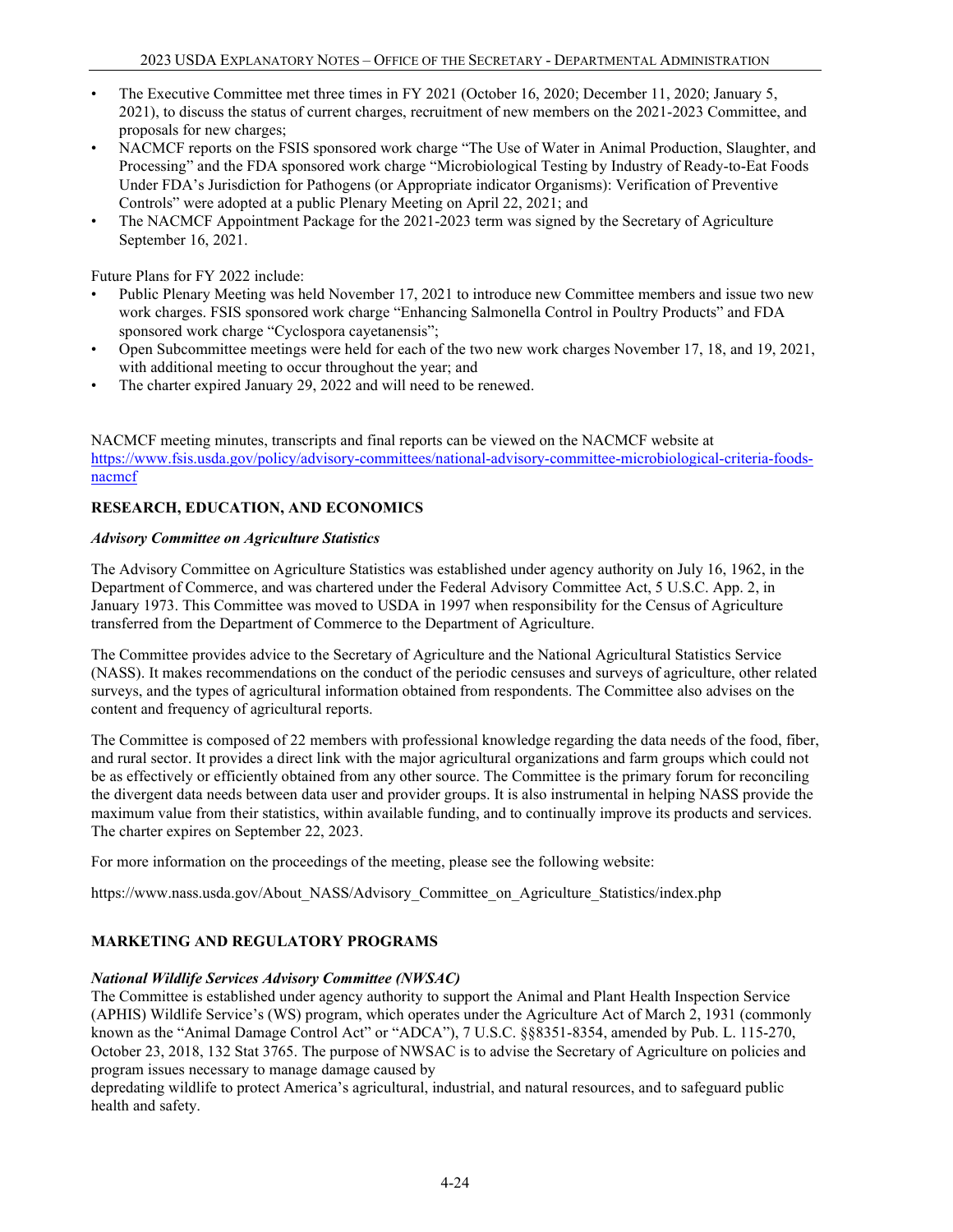- The Executive Committee met three times in FY 2021 (October 16, 2020; December 11, 2020; January 5, 2021), to discuss the status of current charges, recruitment of new members on the 2021-2023 Committee, and proposals for new charges;
- NACMCF reports on the FSIS sponsored work charge "The Use of Water in Animal Production, Slaughter, and Processing" and the FDA sponsored work charge "Microbiological Testing by Industry of Ready-to-Eat Foods Under FDA's Jurisdiction for Pathogens (or Appropriate indicator Organisms): Verification of Preventive Controls" were adopted at a public Plenary Meeting on April 22, 2021; and
- The NACMCF Appointment Package for the 2021-2023 term was signed by the Secretary of Agriculture September 16, 2021.

Future Plans for FY 2022 include:

- Public Plenary Meeting was held November 17, 2021 to introduce new Committee members and issue two new work charges. FSIS sponsored work charge "Enhancing Salmonella Control in Poultry Products" and FDA sponsored work charge "Cyclospora cayetanensis";
- Open Subcommittee meetings were held for each of the two new work charges November 17, 18, and 19, 2021, with additional meeting to occur throughout the year; and
- The charter expired January 29, 2022 and will need to be renewed.

NACMCF meeting minutes, transcripts and final reports can be viewed on the NACMCF website at https://www.fsis.usda.gov/policy/advisory-committees/national-advisory-committee-microbiological-criteria-foods-nacmcf

**RESEARCH, EDUCATION, AND ECONOMICS**

***Advisory Committee on Agriculture Statistics***

The Advisory Committee on Agriculture Statistics was established under agency authority on July 16, 1962, in the Department of Commerce, and was chartered under the Federal Advisory Committee Act, 5 U.S.C. App. 2, in January 1973. This Committee was moved to USDA in 1997 when responsibility for the Census of Agriculture transferred from the Department of Commerce to the Department of Agriculture.

The Committee provides advice to the Secretary of Agriculture and the National Agricultural Statistics Service (NASS). It makes recommendations on the conduct of the periodic censuses and surveys of agriculture, other related surveys, and the types of agricultural information obtained from respondents. The Committee also advises on the content and frequency of agricultural reports.

The Committee is composed of 22 members with professional knowledge regarding the data needs of the food, fiber, and rural sector. It provides a direct link with the major agricultural organizations and farm groups which could not be as effectively or efficiently obtained from any other source. The Committee is the primary forum for reconciling the divergent data needs between data user and provider groups. It is also instrumental in helping NASS provide the maximum value from their statistics, within available funding, and to continually improve its products and services. The charter expires on September 22, 2023.

For more information on the proceedings of the meeting, please see the following website:

https://www.nass.usda.gov/About_NASS/Advisory_Committee_on_Agriculture_Statistics/index.php

**MARKETING AND REGULATORY PROGRAMS**

***National Wildlife Services Advisory Committee (NWSAC)***

The Committee is established under agency authority to support the Animal and Plant Health Inspection Service (APHIS) Wildlife Service's (WS) program, which operates under the Agriculture Act of March 2, 1931 (commonly known as the "Animal Damage Control Act" or "ADCA"), 7 U.S.C. §§8351-8354, amended by Pub. L. 115-270, October 23, 2018, 132 Stat 3765. The purpose of NWSAC is to advise the Secretary of Agriculture on policies and program issues necessary to manage damage caused by depredating wildlife to protect America's agricultural, industrial, and natural resources, and to safeguard public health and safety.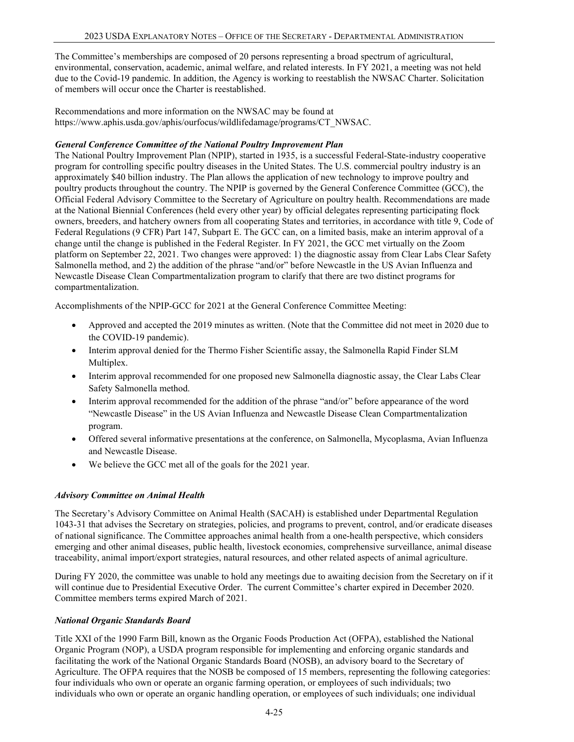The Committee's memberships are composed of 20 persons representing a broad spectrum of agricultural, environmental, conservation, academic, animal welfare, and related interests. In FY 2021, a meeting was not held due to the Covid-19 pandemic. In addition, the Agency is working to reestablish the NWSAC Charter. Solicitation of members will occur once the Charter is reestablished.

Recommendations and more information on the NWSAC may be found at https://www.aphis.usda.gov/aphis/ourfocus/wildlifedamage/programs/CT_NWSAC.

***General Conference Committee of the National Poultry Improvement Plan***

The National Poultry Improvement Plan (NPIP), started in 1935, is a successful Federal-State-industry cooperative program for controlling specific poultry diseases in the United States. The U.S. commercial poultry industry is an approximately $40 billion industry. The Plan allows the application of new technology to improve poultry and poultry products throughout the country. The NPIP is governed by the General Conference Committee (GCC), the Official Federal Advisory Committee to the Secretary of Agriculture on poultry health. Recommendations are made at the National Biennial Conferences (held every other year) by official delegates representing participating flock owners, breeders, and hatchery owners from all cooperating States and territories, in accordance with title 9, Code of Federal Regulations (9 CFR) Part 147, Subpart E. The GCC can, on a limited basis, make an interim approval of a change until the change is published in the Federal Register. In FY 2021, the GCC met virtually on the Zoom platform on September 22, 2021. Two changes were approved: 1) the diagnostic assay from Clear Labs Clear Safety Salmonella method, and 2) the addition of the phrase "and/or" before Newcastle in the US Avian Influenza and Newcastle Disease Clean Compartmentalization program to clarify that there are two distinct programs for compartmentalization.

Accomplishments of the NPIP-GCC for 2021 at the General Conference Committee Meeting:

- Approved and accepted the 2019 minutes as written. (Note that the Committee did not meet in 2020 due to the COVID-19 pandemic).
- Interim approval denied for the Thermo Fisher Scientific assay, the Salmonella Rapid Finder SLM Multiplex.
- Interim approval recommended for one proposed new Salmonella diagnostic assay, the Clear Labs Clear Safety Salmonella method.
- Interim approval recommended for the addition of the phrase "and/or" before appearance of the word "Newcastle Disease" in the US Avian Influenza and Newcastle Disease Clean Compartmentalization program.
- Offered several informative presentations at the conference, on Salmonella, Mycoplasma, Avian Influenza and Newcastle Disease.
- We believe the GCC met all of the goals for the 2021 year.

***Advisory Committee on Animal Health***

The Secretary's Advisory Committee on Animal Health (SACAH) is established under Departmental Regulation 1043-31 that advises the Secretary on strategies, policies, and programs to prevent, control, and/or eradicate diseases of national significance. The Committee approaches animal health from a one-health perspective, which considers emerging and other animal diseases, public health, livestock economies, comprehensive surveillance, animal disease traceability, animal import/export strategies, natural resources, and other related aspects of animal agriculture.

During FY 2020, the committee was unable to hold any meetings due to awaiting decision from the Secretary on if it will continue due to Presidential Executive Order. The current Committee's charter expired in December 2020. Committee members terms expired March of 2021.

***National Organic Standards Board***

Title XXI of the 1990 Farm Bill, known as the Organic Foods Production Act (OFPA), established the National Organic Program (NOP), a USDA program responsible for implementing and enforcing organic standards and facilitating the work of the National Organic Standards Board (NOSB), an advisory board to the Secretary of Agriculture. The OFPA requires that the NOSB be composed of 15 members, representing the following categories: four individuals who own or operate an organic farming operation, or employees of such individuals; two individuals who own or operate an organic handling operation, or employees of such individuals; one individual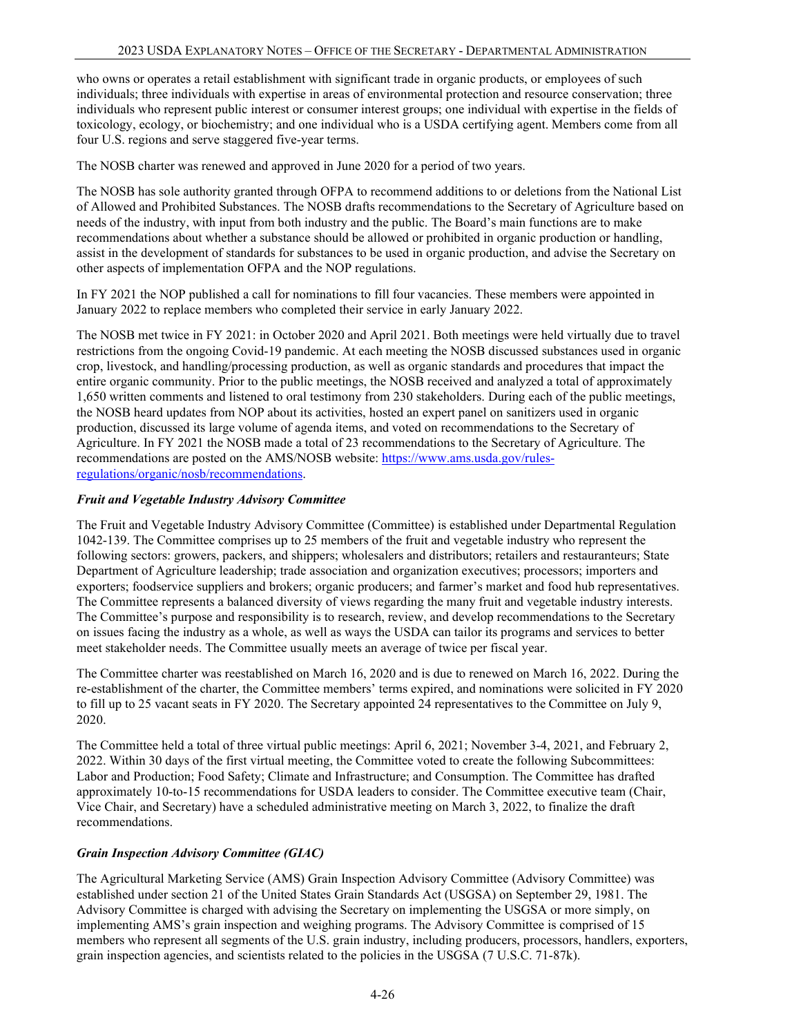who owns or operates a retail establishment with significant trade in organic products, or employees of such individuals; three individuals with expertise in areas of environmental protection and resource conservation; three individuals who represent public interest or consumer interest groups; one individual with expertise in the fields of toxicology, ecology, or biochemistry; and one individual who is a USDA certifying agent. Members come from all four U.S. regions and serve staggered five-year terms.

The NOSB charter was renewed and approved in June 2020 for a period of two years.

The NOSB has sole authority granted through OFPA to recommend additions to or deletions from the National List of Allowed and Prohibited Substances. The NOSB drafts recommendations to the Secretary of Agriculture based on needs of the industry, with input from both industry and the public. The Board's main functions are to make recommendations about whether a substance should be allowed or prohibited in organic production or handling, assist in the development of standards for substances to be used in organic production, and advise the Secretary on other aspects of implementation OFPA and the NOP regulations.

In FY 2021 the NOP published a call for nominations to fill four vacancies. These members were appointed in January 2022 to replace members who completed their service in early January 2022.

The NOSB met twice in FY 2021: in October 2020 and April 2021. Both meetings were held virtually due to travel restrictions from the ongoing Covid-19 pandemic. At each meeting the NOSB discussed substances used in organic crop, livestock, and handling/processing production, as well as organic standards and procedures that impact the entire organic community. Prior to the public meetings, the NOSB received and analyzed a total of approximately 1,650 written comments and listened to oral testimony from 230 stakeholders. During each of the public meetings, the NOSB heard updates from NOP about its activities, hosted an expert panel on sanitizers used in organic production, discussed its large volume of agenda items, and voted on recommendations to the Secretary of Agriculture. In FY 2021 the NOSB made a total of 23 recommendations to the Secretary of Agriculture. The recommendations are posted on the AMS/NOSB website: https://www.ams.usda.gov/rules-regulations/organic/nosb/recommendations.

***Fruit and Vegetable Industry Advisory Committee***

The Fruit and Vegetable Industry Advisory Committee (Committee) is established under Departmental Regulation 1042-139. The Committee comprises up to 25 members of the fruit and vegetable industry who represent the following sectors: growers, packers, and shippers; wholesalers and distributors; retailers and restauranteurs; State Department of Agriculture leadership; trade association and organization executives; processors; importers and exporters; foodservice suppliers and brokers; organic producers; and farmer's market and food hub representatives. The Committee represents a balanced diversity of views regarding the many fruit and vegetable industry interests. The Committee's purpose and responsibility is to research, review, and develop recommendations to the Secretary on issues facing the industry as a whole, as well as ways the USDA can tailor its programs and services to better meet stakeholder needs. The Committee usually meets an average of twice per fiscal year.

The Committee charter was reestablished on March 16, 2020 and is due to renewed on March 16, 2022. During the re-establishment of the charter, the Committee members' terms expired, and nominations were solicited in FY 2020 to fill up to 25 vacant seats in FY 2020. The Secretary appointed 24 representatives to the Committee on July 9, 2020.

The Committee held a total of three virtual public meetings: April 6, 2021; November 3-4, 2021, and February 2, 2022. Within 30 days of the first virtual meeting, the Committee voted to create the following Subcommittees: Labor and Production; Food Safety; Climate and Infrastructure; and Consumption. The Committee has drafted approximately 10-to-15 recommendations for USDA leaders to consider. The Committee executive team (Chair, Vice Chair, and Secretary) have a scheduled administrative meeting on March 3, 2022, to finalize the draft recommendations.

***Grain Inspection Advisory Committee (GIAC)***

The Agricultural Marketing Service (AMS) Grain Inspection Advisory Committee (Advisory Committee) was established under section 21 of the United States Grain Standards Act (USGSA) on September 29, 1981. The Advisory Committee is charged with advising the Secretary on implementing the USGSA or more simply, on implementing AMS's grain inspection and weighing programs. The Advisory Committee is comprised of 15 members who represent all segments of the U.S. grain industry, including producers, processors, handlers, exporters, grain inspection agencies, and scientists related to the policies in the USGSA (7 U.S.C. 71-87k).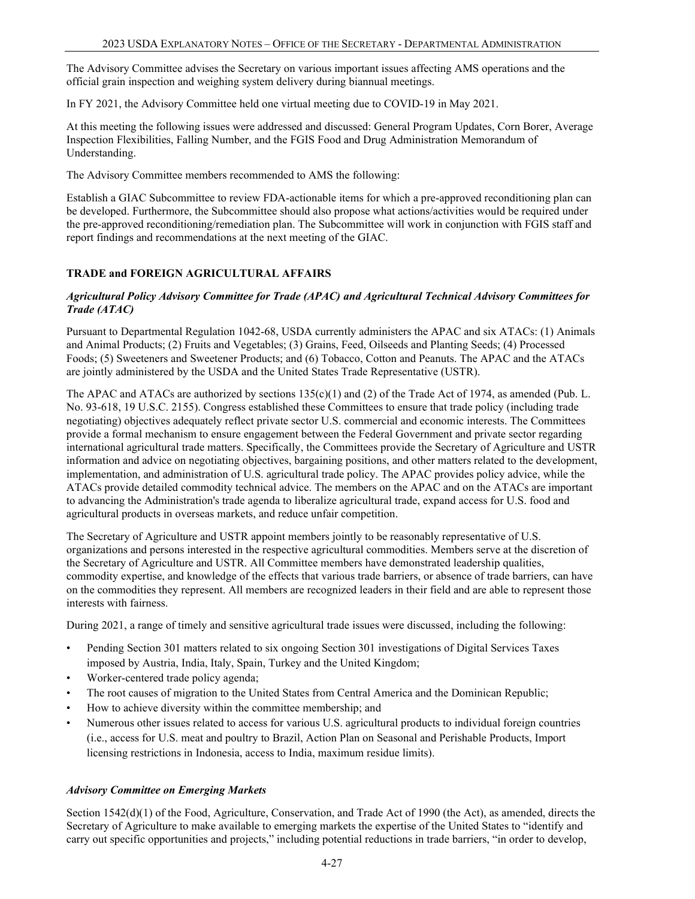The Advisory Committee advises the Secretary on various important issues affecting AMS operations and the official grain inspection and weighing system delivery during biannual meetings.

In FY 2021, the Advisory Committee held one virtual meeting due to COVID-19 in May 2021.

At this meeting the following issues were addressed and discussed: General Program Updates, Corn Borer, Average Inspection Flexibilities, Falling Number, and the FGIS Food and Drug Administration Memorandum of Understanding.

The Advisory Committee members recommended to AMS the following:

Establish a GIAC Subcommittee to review FDA-actionable items for which a pre-approved reconditioning plan can be developed. Furthermore, the Subcommittee should also propose what actions/activities would be required under the pre-approved reconditioning/remediation plan. The Subcommittee will work in conjunction with FGIS staff and report findings and recommendations at the next meeting of the GIAC.

## TRADE and FOREIGN AGRICULTURAL AFFAIRS

### *Agricultural Policy Advisory Committee for Trade (APAC) and Agricultural Technical Advisory Committees for Trade (ATAC)*

Pursuant to Departmental Regulation 1042-68, USDA currently administers the APAC and six ATACs: (1) Animals and Animal Products; (2) Fruits and Vegetables; (3) Grains, Feed, Oilseeds and Planting Seeds; (4) Processed Foods; (5) Sweeteners and Sweetener Products; and (6) Tobacco, Cotton and Peanuts. The APAC and the ATACs are jointly administered by the USDA and the United States Trade Representative (USTR).

The APAC and ATACs are authorized by sections 135(c)(1) and (2) of the Trade Act of 1974, as amended (Pub. L. No. 93-618, 19 U.S.C. 2155). Congress established these Committees to ensure that trade policy (including trade negotiating) objectives adequately reflect private sector U.S. commercial and economic interests. The Committees provide a formal mechanism to ensure engagement between the Federal Government and private sector regarding international agricultural trade matters. Specifically, the Committees provide the Secretary of Agriculture and USTR information and advice on negotiating objectives, bargaining positions, and other matters related to the development, implementation, and administration of U.S. agricultural trade policy. The APAC provides policy advice, while the ATACs provide detailed commodity technical advice. The members on the APAC and on the ATACs are important to advancing the Administration's trade agenda to liberalize agricultural trade, expand access for U.S. food and agricultural products in overseas markets, and reduce unfair competition.

The Secretary of Agriculture and USTR appoint members jointly to be reasonably representative of U.S. organizations and persons interested in the respective agricultural commodities. Members serve at the discretion of the Secretary of Agriculture and USTR. All Committee members have demonstrated leadership qualities, commodity expertise, and knowledge of the effects that various trade barriers, or absence of trade barriers, can have on the commodities they represent. All members are recognized leaders in their field and are able to represent those interests with fairness.

During 2021, a range of timely and sensitive agricultural trade issues were discussed, including the following:

- Pending Section 301 matters related to six ongoing Section 301 investigations of Digital Services Taxes imposed by Austria, India, Italy, Spain, Turkey and the United Kingdom;
- Worker-centered trade policy agenda;
- The root causes of migration to the United States from Central America and the Dominican Republic;
- How to achieve diversity within the committee membership; and
- Numerous other issues related to access for various U.S. agricultural products to individual foreign countries (i.e., access for U.S. meat and poultry to Brazil, Action Plan on Seasonal and Perishable Products, Import licensing restrictions in Indonesia, access to India, maximum residue limits).

### *Advisory Committee on Emerging Markets*

Section 1542(d)(1) of the Food, Agriculture, Conservation, and Trade Act of 1990 (the Act), as amended, directs the Secretary of Agriculture to make available to emerging markets the expertise of the United States to "identify and carry out specific opportunities and projects," including potential reductions in trade barriers, "in order to develop,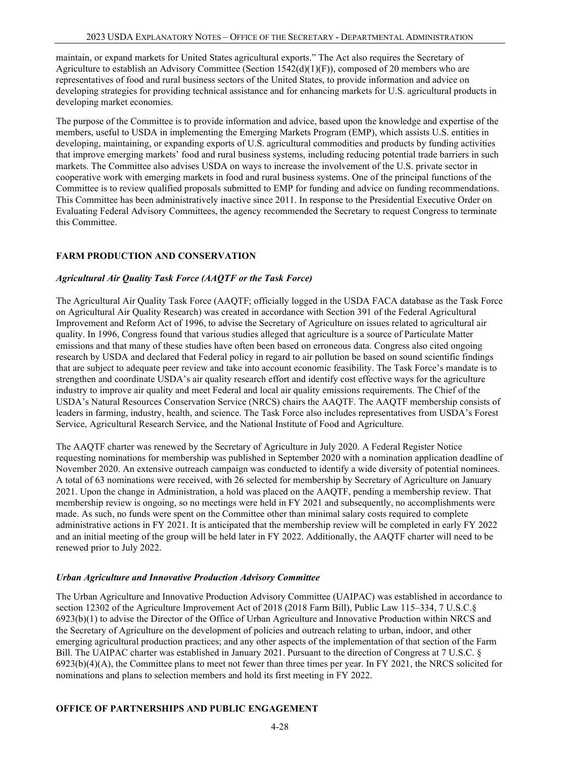maintain, or expand markets for United States agricultural exports." The Act also requires the Secretary of Agriculture to establish an Advisory Committee (Section 1542(d)(1)(F)), composed of 20 members who are representatives of food and rural business sectors of the United States, to provide information and advice on developing strategies for providing technical assistance and for enhancing markets for U.S. agricultural products in developing market economies.

The purpose of the Committee is to provide information and advice, based upon the knowledge and expertise of the members, useful to USDA in implementing the Emerging Markets Program (EMP), which assists U.S. entities in developing, maintaining, or expanding exports of U.S. agricultural commodities and products by funding activities that improve emerging markets' food and rural business systems, including reducing potential trade barriers in such markets. The Committee also advises USDA on ways to increase the involvement of the U.S. private sector in cooperative work with emerging markets in food and rural business systems. One of the principal functions of the Committee is to review qualified proposals submitted to EMP for funding and advice on funding recommendations. This Committee has been administratively inactive since 2011. In response to the Presidential Executive Order on Evaluating Federal Advisory Committees, the agency recommended the Secretary to request Congress to terminate this Committee.

## FARM PRODUCTION AND CONSERVATION

### *Agricultural Air Quality Task Force (AAQTF or the Task Force)*

The Agricultural Air Quality Task Force (AAQTF; officially logged in the USDA FACA database as the Task Force on Agricultural Air Quality Research) was created in accordance with Section 391 of the Federal Agricultural Improvement and Reform Act of 1996, to advise the Secretary of Agriculture on issues related to agricultural air quality. In 1996, Congress found that various studies alleged that agriculture is a source of Particulate Matter emissions and that many of these studies have often been based on erroneous data. Congress also cited ongoing research by USDA and declared that Federal policy in regard to air pollution be based on sound scientific findings that are subject to adequate peer review and take into account economic feasibility. The Task Force's mandate is to strengthen and coordinate USDA's air quality research effort and identify cost effective ways for the agriculture industry to improve air quality and meet Federal and local air quality emissions requirements. The Chief of the USDA's Natural Resources Conservation Service (NRCS) chairs the AAQTF. The AAQTF membership consists of leaders in farming, industry, health, and science. The Task Force also includes representatives from USDA's Forest Service, Agricultural Research Service, and the National Institute of Food and Agriculture.

The AAQTF charter was renewed by the Secretary of Agriculture in July 2020. A Federal Register Notice requesting nominations for membership was published in September 2020 with a nomination application deadline of November 2020. An extensive outreach campaign was conducted to identify a wide diversity of potential nominees. A total of 63 nominations were received, with 26 selected for membership by Secretary of Agriculture on January 2021. Upon the change in Administration, a hold was placed on the AAQTF, pending a membership review. That membership review is ongoing, so no meetings were held in FY 2021 and subsequently, no accomplishments were made. As such, no funds were spent on the Committee other than minimal salary costs required to complete administrative actions in FY 2021. It is anticipated that the membership review will be completed in early FY 2022 and an initial meeting of the group will be held later in FY 2022. Additionally, the AAQTF charter will need to be renewed prior to July 2022.

### *Urban Agriculture and Innovative Production Advisory Committee*

The Urban Agriculture and Innovative Production Advisory Committee (UAIPAC) was established in accordance to section 12302 of the Agriculture Improvement Act of 2018 (2018 Farm Bill), Public Law 115–334, 7 U.S.C.§ 6923(b)(1) to advise the Director of the Office of Urban Agriculture and Innovative Production within NRCS and the Secretary of Agriculture on the development of policies and outreach relating to urban, indoor, and other emerging agricultural production practices; and any other aspects of the implementation of that section of the Farm Bill. The UAIPAC charter was established in January 2021. Pursuant to the direction of Congress at 7 U.S.C. § 6923(b)(4)(A), the Committee plans to meet not fewer than three times per year. In FY 2021, the NRCS solicited for nominations and plans to selection members and hold its first meeting in FY 2022.

## OFFICE OF PARTNERSHIPS AND PUBLIC ENGAGEMENT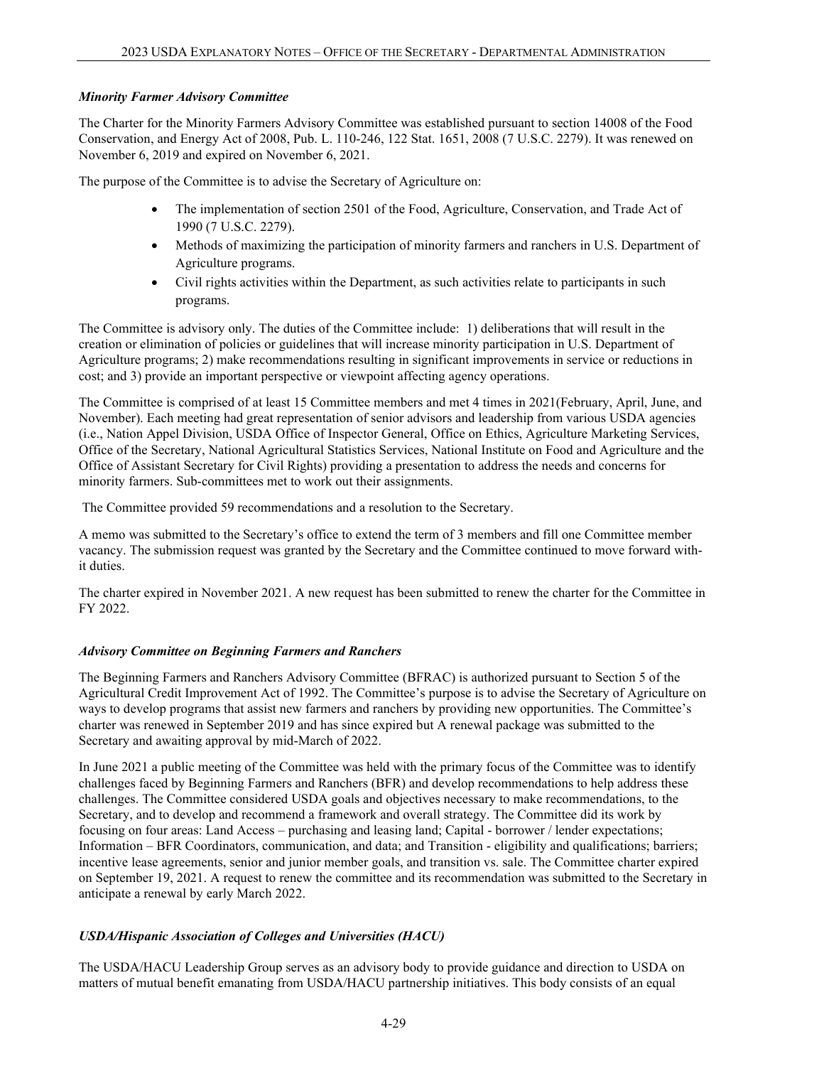*Minority Farmer Advisory Committee*

The Charter for the Minority Farmers Advisory Committee was established pursuant to section 14008 of the Food Conservation, and Energy Act of 2008, Pub. L. 110-246, 122 Stat. 1651, 2008 (7 U.S.C. 2279). It was renewed on November 6, 2019 and expired on November 6, 2021.

The purpose of the Committee is to advise the Secretary of Agriculture on:

- The implementation of section 2501 of the Food, Agriculture, Conservation, and Trade Act of 1990 (7 U.S.C. 2279).
- Methods of maximizing the participation of minority farmers and ranchers in U.S. Department of Agriculture programs.
- Civil rights activities within the Department, as such activities relate to participants in such programs.

The Committee is advisory only. The duties of the Committee include: 1) deliberations that will result in the creation or elimination of policies or guidelines that will increase minority participation in U.S. Department of Agriculture programs; 2) make recommendations resulting in significant improvements in service or reductions in cost; and 3) provide an important perspective or viewpoint affecting agency operations.

The Committee is comprised of at least 15 Committee members and met 4 times in 2021(February, April, June, and November). Each meeting had great representation of senior advisors and leadership from various USDA agencies (i.e., Nation Appel Division, USDA Office of Inspector General, Office on Ethics, Agriculture Marketing Services, Office of the Secretary, National Agricultural Statistics Services, National Institute on Food and Agriculture and the Office of Assistant Secretary for Civil Rights) providing a presentation to address the needs and concerns for minority farmers. Sub-committees met to work out their assignments.

The Committee provided 59 recommendations and a resolution to the Secretary.

A memo was submitted to the Secretary's office to extend the term of 3 members and fill one Committee member vacancy. The submission request was granted by the Secretary and the Committee continued to move forward with-it duties.

The charter expired in November 2021. A new request has been submitted to renew the charter for the Committee in FY 2022.

*Advisory Committee on Beginning Farmers and Ranchers*

The Beginning Farmers and Ranchers Advisory Committee (BFRAC) is authorized pursuant to Section 5 of the Agricultural Credit Improvement Act of 1992. The Committee's purpose is to advise the Secretary of Agriculture on ways to develop programs that assist new farmers and ranchers by providing new opportunities. The Committee's charter was renewed in September 2019 and has since expired but A renewal package was submitted to the Secretary and awaiting approval by mid-March of 2022.

In June 2021 a public meeting of the Committee was held with the primary focus of the Committee was to identify challenges faced by Beginning Farmers and Ranchers (BFR) and develop recommendations to help address these challenges. The Committee considered USDA goals and objectives necessary to make recommendations, to the Secretary, and to develop and recommend a framework and overall strategy. The Committee did its work by focusing on four areas: Land Access – purchasing and leasing land; Capital - borrower / lender expectations; Information – BFR Coordinators, communication, and data; and Transition - eligibility and qualifications; barriers; incentive lease agreements, senior and junior member goals, and transition vs. sale. The Committee charter expired on September 19, 2021. A request to renew the committee and its recommendation was submitted to the Secretary in anticipate a renewal by early March 2022.

*USDA/Hispanic Association of Colleges and Universities (HACU)*

The USDA/HACU Leadership Group serves as an advisory body to provide guidance and direction to USDA on matters of mutual benefit emanating from USDA/HACU partnership initiatives. This body consists of an equal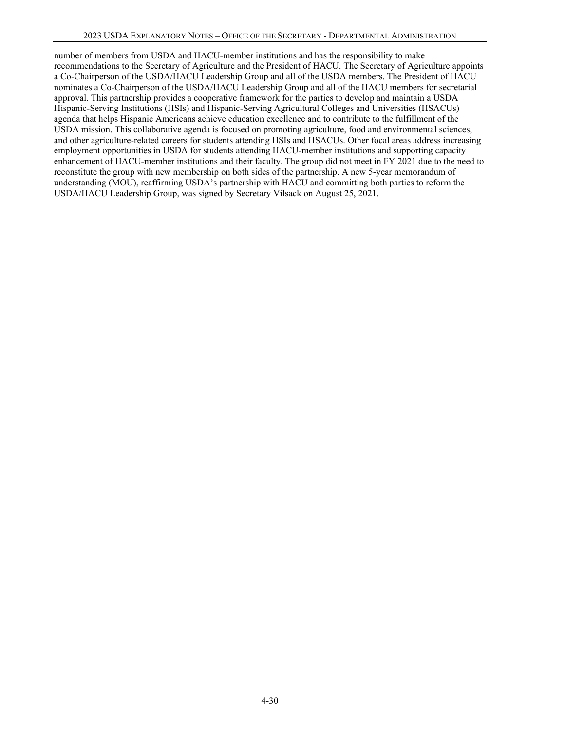number of members from USDA and HACU-member institutions and has the responsibility to make recommendations to the Secretary of Agriculture and the President of HACU. The Secretary of Agriculture appoints a Co-Chairperson of the USDA/HACU Leadership Group and all of the USDA members. The President of HACU nominates a Co-Chairperson of the USDA/HACU Leadership Group and all of the HACU members for secretarial approval. This partnership provides a cooperative framework for the parties to develop and maintain a USDA Hispanic-Serving Institutions (HSIs) and Hispanic-Serving Agricultural Colleges and Universities (HSACUs) agenda that helps Hispanic Americans achieve education excellence and to contribute to the fulfillment of the USDA mission. This collaborative agenda is focused on promoting agriculture, food and environmental sciences, and other agriculture-related careers for students attending HSIs and HSACUs. Other focal areas address increasing employment opportunities in USDA for students attending HACU-member institutions and supporting capacity enhancement of HACU-member institutions and their faculty. The group did not meet in FY 2021 due to the need to reconstitute the group with new membership on both sides of the partnership. A new 5-year memorandum of understanding (MOU), reaffirming USDA's partnership with HACU and committing both parties to reform the USDA/HACU Leadership Group, was signed by Secretary Vilsack on August 25, 2021.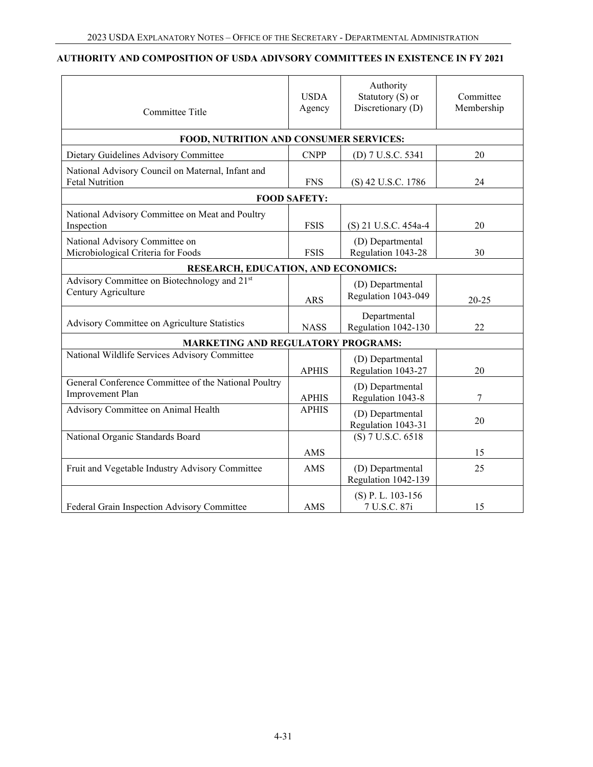**AUTHORITY AND COMPOSITION OF USDA ADIVSORY COMMITTEES IN EXISTENCE IN FY 2021**

| Committee Title | USDA Agency | Authority Statutory (S) or Discretionary (D) | Committee Membership |
|---|---|---|---|
| **FOOD, NUTRITION AND CONSUMER SERVICES:** | | | |
| Dietary Guidelines Advisory Committee | CNPP | (D) 7 U.S.C. 5341 | 20 |
| National Advisory Council on Maternal, Infant and Fetal Nutrition | FNS | (S) 42 U.S.C. 1786 | 24 |
| **FOOD SAFETY:** | | | |
| National Advisory Committee on Meat and Poultry Inspection | FSIS | (S) 21 U.S.C. 454a-4 | 20 |
| National Advisory Committee on Microbiological Criteria for Foods | FSIS | (D) Departmental Regulation 1043-28 | 30 |
| **RESEARCH, EDUCATION, AND ECONOMICS:** | | | |
| Advisory Committee on Biotechnology and 21st Century Agriculture | ARS | (D) Departmental Regulation 1043-049 | 20-25 |
| Advisory Committee on Agriculture Statistics | NASS | Departmental Regulation 1042-130 | 22 |
| **MARKETING AND REGULATORY PROGRAMS:** | | | |
| National Wildlife Services Advisory Committee | APHIS | (D) Departmental Regulation 1043-27 | 20 |
| General Conference Committee of the National Poultry Improvement Plan | APHIS | (D) Departmental Regulation 1043-8 | 7 |
| Advisory Committee on Animal Health | APHIS | (D) Departmental Regulation 1043-31 | 20 |
| National Organic Standards Board | AMS | (S) 7 U.S.C. 6518 | 15 |
| Fruit and Vegetable Industry Advisory Committee | AMS | (D) Departmental Regulation 1042-139 | 25 |
| Federal Grain Inspection Advisory Committee | AMS | (S) P. L. 103-156 7 U.S.C. 87i | 15 |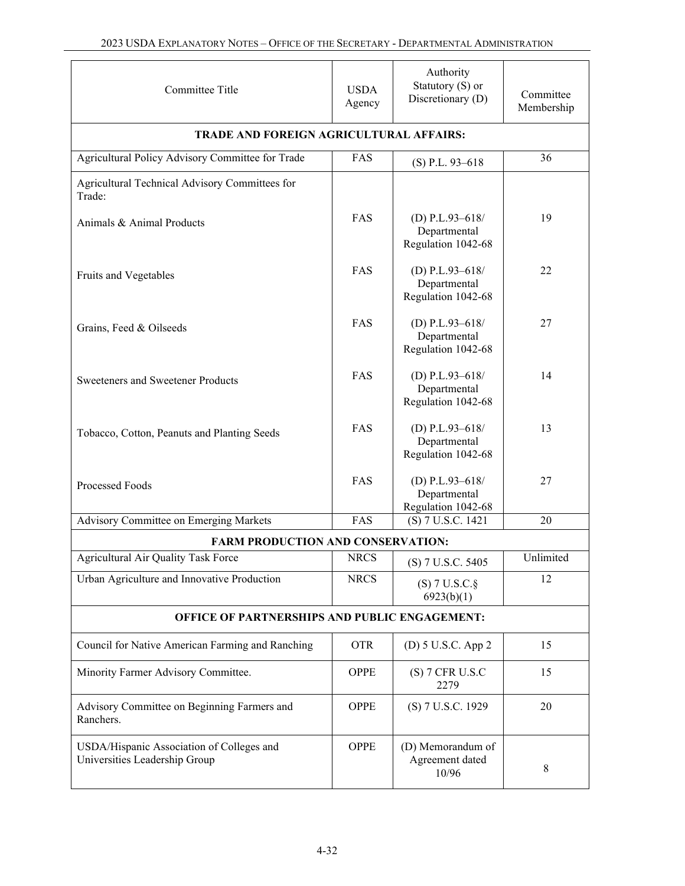| Committee Title | USDA Agency | Authority Statutory (S) or Discretionary (D) | Committee Membership |
|---|---|---|---|
| **TRADE AND FOREIGN AGRICULTURAL AFFAIRS:** | | | |
| Agricultural Policy Advisory Committee for Trade | FAS | (S) P.L. 93–618 | 36 |
| Agricultural Technical Advisory Committees for Trade: | | | |
| Animals & Animal Products | FAS | (D) P.L.93–618/ Departmental Regulation 1042-68 | 19 |
| Fruits and Vegetables | FAS | (D) P.L.93–618/ Departmental Regulation 1042-68 | 22 |
| Grains, Feed & Oilseeds | FAS | (D) P.L.93–618/ Departmental Regulation 1042-68 | 27 |
| Sweeteners and Sweetener Products | FAS | (D) P.L.93–618/ Departmental Regulation 1042-68 | 14 |
| Tobacco, Cotton, Peanuts and Planting Seeds | FAS | (D) P.L.93–618/ Departmental Regulation 1042-68 | 13 |
| Processed Foods | FAS | (D) P.L.93–618/ Departmental Regulation 1042-68 | 27 |
| Advisory Committee on Emerging Markets | FAS | (S) 7 U.S.C. 1421 | 20 |
| **FARM PRODUCTION AND CONSERVATION:** | | | |
| Agricultural Air Quality Task Force | NRCS | (S) 7 U.S.C. 5405 | Unlimited |
| Urban Agriculture and Innovative Production | NRCS | (S) 7 U.S.C.§ 6923(b)(1) | 12 |
| **OFFICE OF PARTNERSHIPS AND PUBLIC ENGAGEMENT:** | | | |
| Council for Native American Farming and Ranching | OTR | (D) 5 U.S.C. App 2 | 15 |
| Minority Farmer Advisory Committee. | OPPE | (S) 7 CFR U.S.C 2279 | 15 |
| Advisory Committee on Beginning Farmers and Ranchers. | OPPE | (S) 7 U.S.C. 1929 | 20 |
| USDA/Hispanic Association of Colleges and Universities Leadership Group | OPPE | (D) Memorandum of Agreement dated 10/96 | 8 |